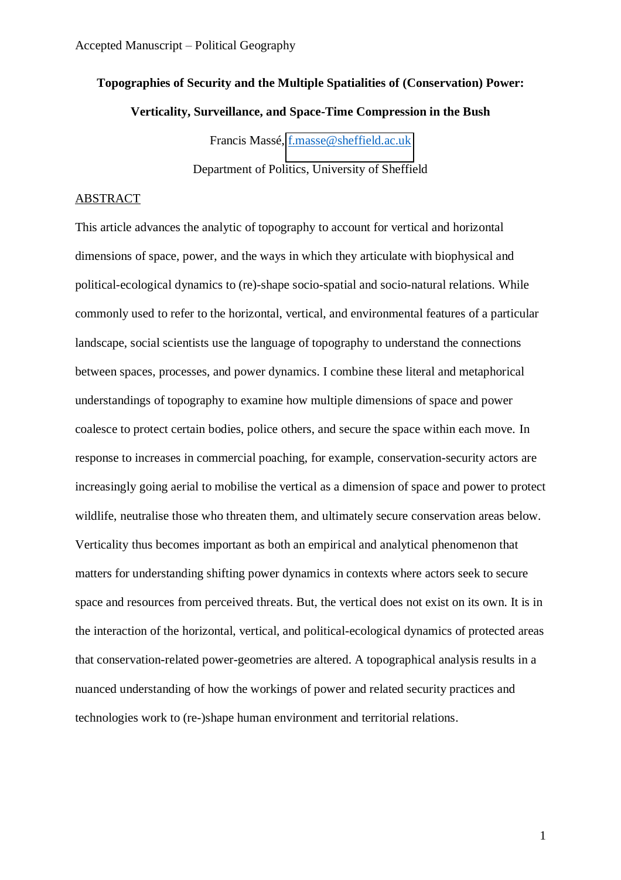Accepted Manuscript – Political Geography

# Topographies of Security and the Multiple Spatialities of (Conservation) Power: Verticality, Surveillance, and Space-Time Compression in the Bush

Francis Massé, f.masse@sheffield.ac.uk

Department of Politics, University of Sheffield

## ABSTRACT

This article advances the analytic of topography to account for vertical and horizontal dimensions of space, power, and the ways in which they articulate with biophysical and political-ecological dynamics to (re)-shape socio-spatial and socio-natural relations. While commonly used to refer to the horizontal, vertical, and environmental features of a particular landscape, social scientists use the language of topography to understand the connections between spaces, processes, and power dynamics. I combine these literal and metaphorical understandings of topography to examine how multiple dimensions of space and power coalesce to protect certain bodies, police others, and secure the space within each move. In response to increases in commercial poaching, for example, conservation-security actors are increasingly going aerial to mobilise the vertical as a dimension of space and power to protect wildlife, neutralise those who threaten them, and ultimately secure conservation areas below. Verticality thus becomes important as both an empirical and analytical phenomenon that matters for understanding shifting power dynamics in contexts where actors seek to secure space and resources from perceived threats. But, the vertical does not exist on its own. It is in the interaction of the horizontal, vertical, and political-ecological dynamics of protected areas that conservation-related power-geometries are altered. A topographical analysis results in a nuanced understanding of how the workings of power and related security practices and technologies work to (re-)shape human environment and territorial relations.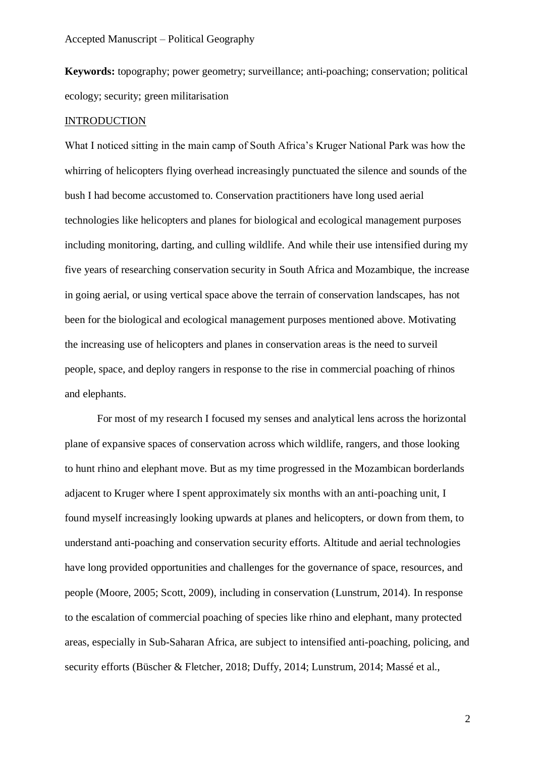**Keywords:** topography; power geometry; surveillance; anti-poaching; conservation; political ecology; security; green militarisation

## INTRODUCTION

What I noticed sitting in the main camp of South Africa's Kruger National Park was how the whirring of helicopters flying overhead increasingly punctuated the silence and sounds of the bush I had become accustomed to. Conservation practitioners have long used aerial technologies like helicopters and planes for biological and ecological management purposes including monitoring, darting, and culling wildlife. And while their use intensified during my five years of researching conservation security in South Africa and Mozambique, the increase in going aerial, or using vertical space above the terrain of conservation landscapes, has not been for the biological and ecological management purposes mentioned above. Motivating the increasing use of helicopters and planes in conservation areas is the need to surveil people, space, and deploy rangers in response to the rise in commercial poaching of rhinos and elephants.

For most of my research I focused my senses and analytical lens across the horizontal plane of expansive spaces of conservation across which wildlife, rangers, and those looking to hunt rhino and elephant move. But as my time progressed in the Mozambican borderlands adjacent to Kruger where I spent approximately six months with an anti-poaching unit, I found myself increasingly looking upwards at planes and helicopters, or down from them, to understand anti-poaching and conservation security efforts. Altitude and aerial technologies have long provided opportunities and challenges for the governance of space, resources, and people (Moore, 2005; Scott, 2009), including in conservation (Lunstrum, 2014). In response to the escalation of commercial poaching of species like rhino and elephant, many protected areas, especially in Sub-Saharan Africa, are subject to intensified anti-poaching, policing, and security efforts (Büscher & Fletcher, 2018; Duffy, 2014; Lunstrum, 2014; Massé et al.,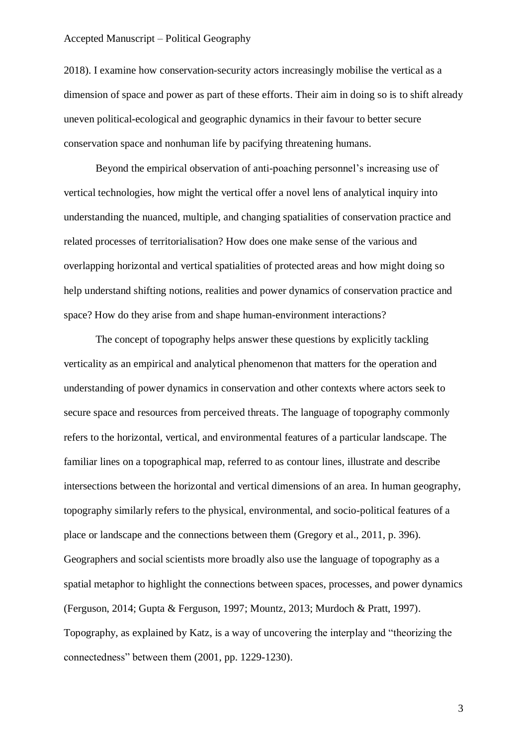2018). I examine how conservation-security actors increasingly mobilise the vertical as a dimension of space and power as part of these efforts. Their aim in doing so is to shift already uneven political-ecological and geographic dynamics in their favour to better secure conservation space and nonhuman life by pacifying threatening humans.

Beyond the empirical observation of anti-poaching personnel's increasing use of vertical technologies, how might the vertical offer a novel lens of analytical inquiry into understanding the nuanced, multiple, and changing spatialities of conservation practice and related processes of territorialisation? How does one make sense of the various and overlapping horizontal and vertical spatialities of protected areas and how might doing so help understand shifting notions, realities and power dynamics of conservation practice and space? How do they arise from and shape human-environment interactions?

The concept of topography helps answer these questions by explicitly tackling verticality as an empirical and analytical phenomenon that matters for the operation and understanding of power dynamics in conservation and other contexts where actors seek to secure space and resources from perceived threats. The language of topography commonly refers to the horizontal, vertical, and environmental features of a particular landscape. The familiar lines on a topographical map, referred to as contour lines, illustrate and describe intersections between the horizontal and vertical dimensions of an area. In human geography, topography similarly refers to the physical, environmental, and socio-political features of a place or landscape and the connections between them (Gregory et al., 2011, p. 396). Geographers and social scientists more broadly also use the language of topography as a spatial metaphor to highlight the connections between spaces, processes, and power dynamics (Ferguson, 2014; Gupta & Ferguson, 1997; Mountz, 2013; Murdoch & Pratt, 1997). Topography, as explained by Katz, is a way of uncovering the interplay and "theorizing the connectedness" between them (2001, pp. 1229-1230).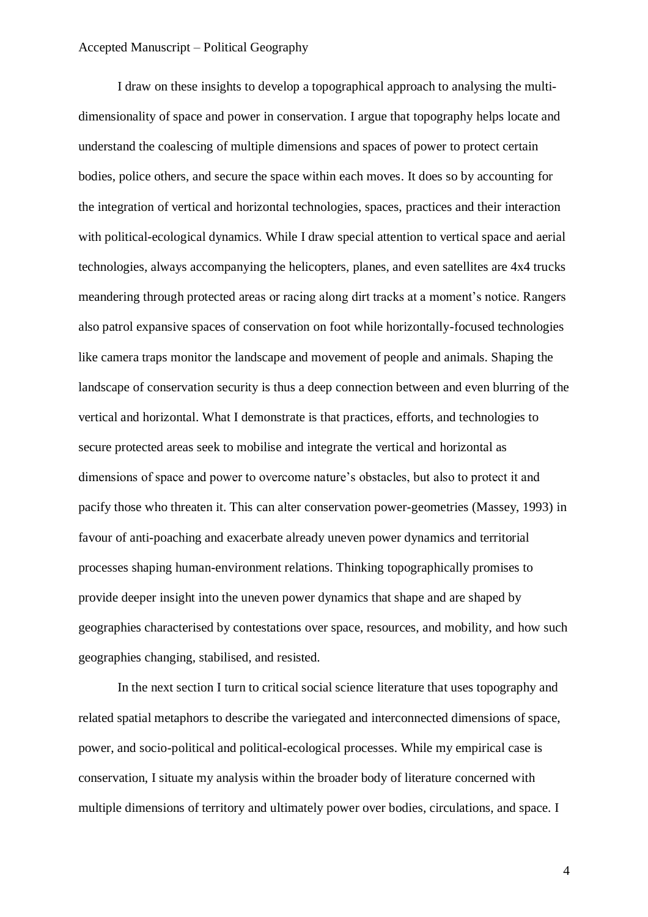I draw on these insights to develop a topographical approach to analysing the multi-dimensionality of space and power in conservation. I argue that topography helps locate and understand the coalescing of multiple dimensions and spaces of power to protect certain bodies, police others, and secure the space within each moves. It does so by accounting for the integration of vertical and horizontal technologies, spaces, practices and their interaction with political-ecological dynamics. While I draw special attention to vertical space and aerial technologies, always accompanying the helicopters, planes, and even satellites are 4x4 trucks meandering through protected areas or racing along dirt tracks at a moment's notice. Rangers also patrol expansive spaces of conservation on foot while horizontally-focused technologies like camera traps monitor the landscape and movement of people and animals. Shaping the landscape of conservation security is thus a deep connection between and even blurring of the vertical and horizontal. What I demonstrate is that practices, efforts, and technologies to secure protected areas seek to mobilise and integrate the vertical and horizontal as dimensions of space and power to overcome nature's obstacles, but also to protect it and pacify those who threaten it. This can alter conservation power-geometries (Massey, 1993) in favour of anti-poaching and exacerbate already uneven power dynamics and territorial processes shaping human-environment relations. Thinking topographically promises to provide deeper insight into the uneven power dynamics that shape and are shaped by geographies characterised by contestations over space, resources, and mobility, and how such geographies changing, stabilised, and resisted.

In the next section I turn to critical social science literature that uses topography and related spatial metaphors to describe the variegated and interconnected dimensions of space, power, and socio-political and political-ecological processes. While my empirical case is conservation, I situate my analysis within the broader body of literature concerned with multiple dimensions of territory and ultimately power over bodies, circulations, and space. I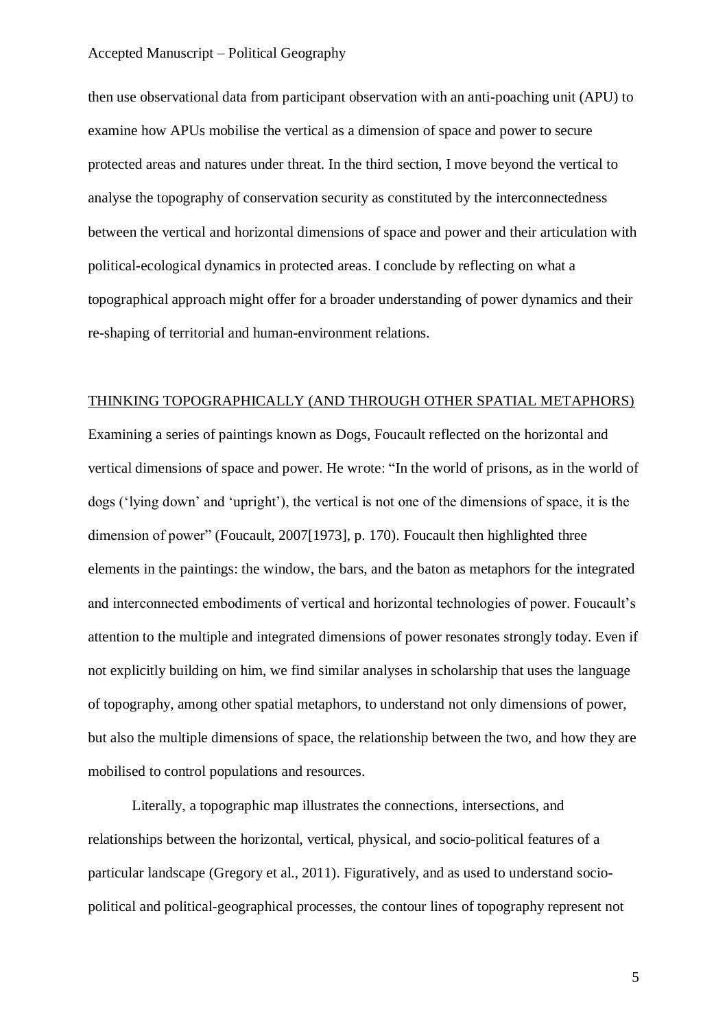then use observational data from participant observation with an anti-poaching unit (APU) to examine how APUs mobilise the vertical as a dimension of space and power to secure protected areas and natures under threat. In the third section, I move beyond the vertical to analyse the topography of conservation security as constituted by the interconnectedness between the vertical and horizontal dimensions of space and power and their articulation with political-ecological dynamics in protected areas. I conclude by reflecting on what a topographical approach might offer for a broader understanding of power dynamics and their re-shaping of territorial and human-environment relations.

## THINKING TOPOGRAPHICALLY (AND THROUGH OTHER SPATIAL METAPHORS)

Examining a series of paintings known as Dogs, Foucault reflected on the horizontal and vertical dimensions of space and power. He wrote: "In the world of prisons, as in the world of dogs ('lying down' and 'upright'), the vertical is not one of the dimensions of space, it is the dimension of power" (Foucault, 2007[1973], p. 170). Foucault then highlighted three elements in the paintings: the window, the bars, and the baton as metaphors for the integrated and interconnected embodiments of vertical and horizontal technologies of power. Foucault's attention to the multiple and integrated dimensions of power resonates strongly today. Even if not explicitly building on him, we find similar analyses in scholarship that uses the language of topography, among other spatial metaphors, to understand not only dimensions of power, but also the multiple dimensions of space, the relationship between the two, and how they are mobilised to control populations and resources.

Literally, a topographic map illustrates the connections, intersections, and relationships between the horizontal, vertical, physical, and socio-political features of a particular landscape (Gregory et al., 2011). Figuratively, and as used to understand socio-political and political-geographical processes, the contour lines of topography represent not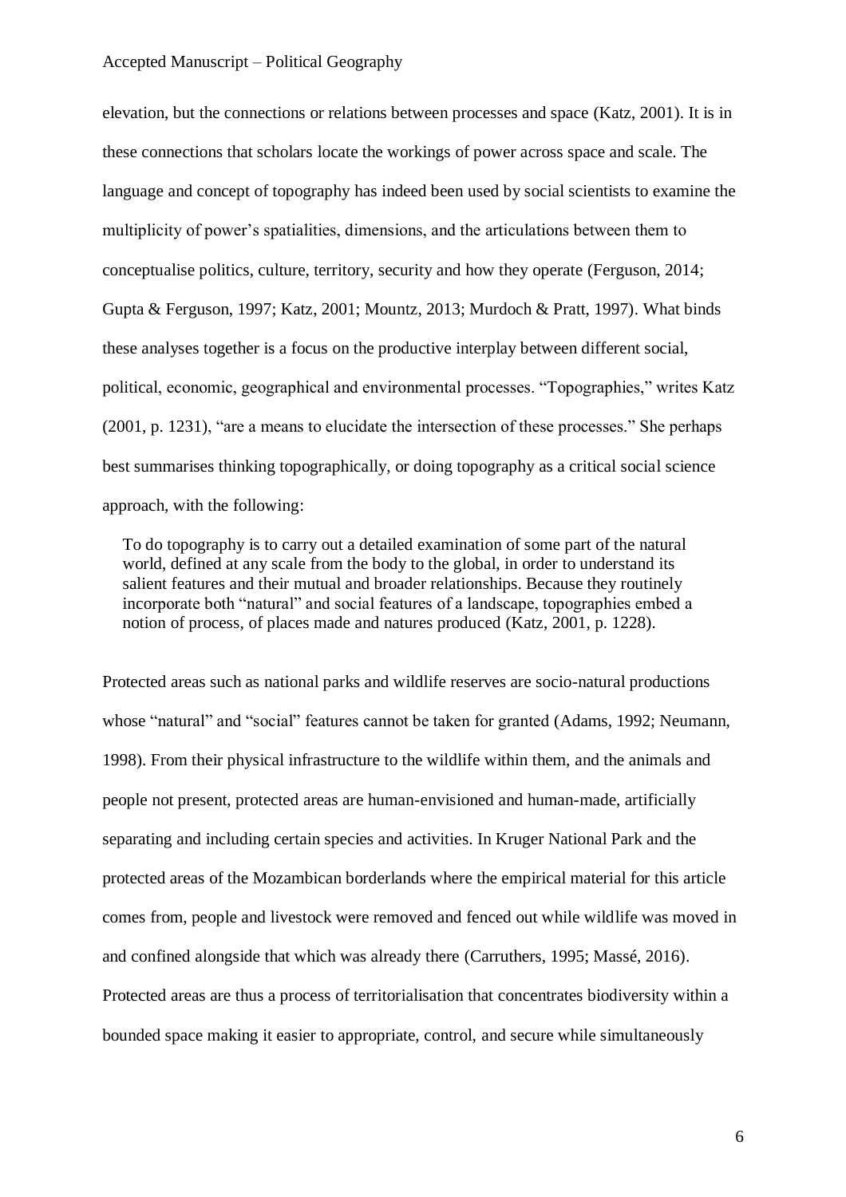elevation, but the connections or relations between processes and space (Katz, 2001). It is in these connections that scholars locate the workings of power across space and scale. The language and concept of topography has indeed been used by social scientists to examine the multiplicity of power's spatialities, dimensions, and the articulations between them to conceptualise politics, culture, territory, security and how they operate (Ferguson, 2014; Gupta & Ferguson, 1997; Katz, 2001; Mountz, 2013; Murdoch & Pratt, 1997). What binds these analyses together is a focus on the productive interplay between different social, political, economic, geographical and environmental processes. "Topographies," writes Katz (2001, p. 1231), "are a means to elucidate the intersection of these processes." She perhaps best summarises thinking topographically, or doing topography as a critical social science approach, with the following:

> To do topography is to carry out a detailed examination of some part of the natural world, defined at any scale from the body to the global, in order to understand its salient features and their mutual and broader relationships. Because they routinely incorporate both "natural" and social features of a landscape, topographies embed a notion of process, of places made and natures produced (Katz, 2001, p. 1228).

Protected areas such as national parks and wildlife reserves are socio-natural productions whose "natural" and "social" features cannot be taken for granted (Adams, 1992; Neumann, 1998). From their physical infrastructure to the wildlife within them, and the animals and people not present, protected areas are human-envisioned and human-made, artificially separating and including certain species and activities. In Kruger National Park and the protected areas of the Mozambican borderlands where the empirical material for this article comes from, people and livestock were removed and fenced out while wildlife was moved in and confined alongside that which was already there (Carruthers, 1995; Massé, 2016). Protected areas are thus a process of territorialisation that concentrates biodiversity within a bounded space making it easier to appropriate, control, and secure while simultaneously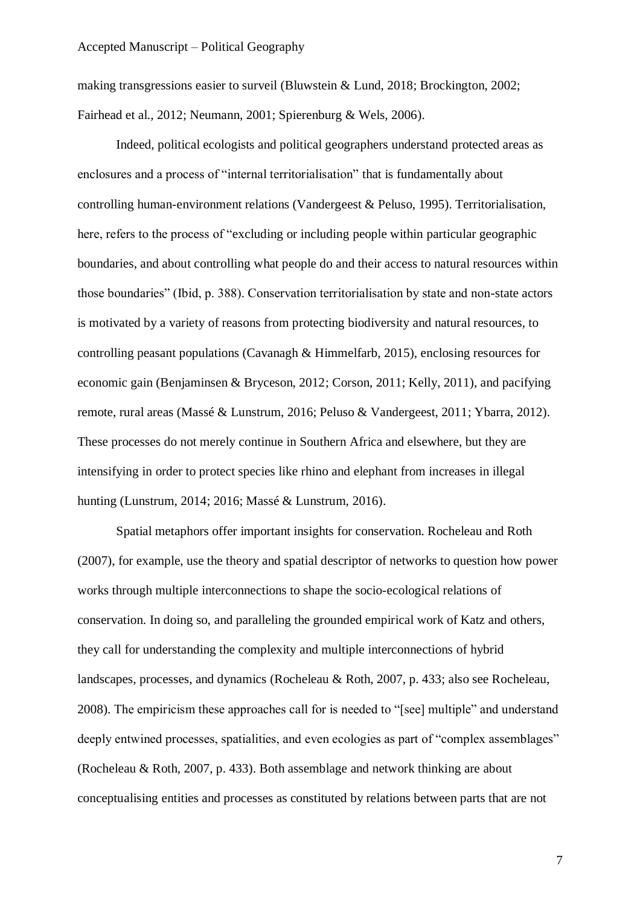making transgressions easier to surveil (Bluwstein & Lund, 2018; Brockington, 2002; Fairhead et al., 2012; Neumann, 2001; Spierenburg & Wels, 2006).

Indeed, political ecologists and political geographers understand protected areas as enclosures and a process of "internal territorialisation" that is fundamentally about controlling human-environment relations (Vandergeest & Peluso, 1995). Territorialisation, here, refers to the process of "excluding or including people within particular geographic boundaries, and about controlling what people do and their access to natural resources within those boundaries" (Ibid, p. 388). Conservation territorialisation by state and non-state actors is motivated by a variety of reasons from protecting biodiversity and natural resources, to controlling peasant populations (Cavanagh & Himmelfarb, 2015), enclosing resources for economic gain (Benjaminsen & Bryceson, 2012; Corson, 2011; Kelly, 2011), and pacifying remote, rural areas (Massé & Lunstrum, 2016; Peluso & Vandergeest, 2011; Ybarra, 2012). These processes do not merely continue in Southern Africa and elsewhere, but they are intensifying in order to protect species like rhino and elephant from increases in illegal hunting (Lunstrum, 2014; 2016; Massé & Lunstrum, 2016).

Spatial metaphors offer important insights for conservation. Rocheleau and Roth (2007), for example, use the theory and spatial descriptor of networks to question how power works through multiple interconnections to shape the socio-ecological relations of conservation. In doing so, and paralleling the grounded empirical work of Katz and others, they call for understanding the complexity and multiple interconnections of hybrid landscapes, processes, and dynamics (Rocheleau & Roth, 2007, p. 433; also see Rocheleau, 2008). The empiricism these approaches call for is needed to "[see] multiple" and understand deeply entwined processes, spatialities, and even ecologies as part of "complex assemblages" (Rocheleau & Roth, 2007, p. 433). Both assemblage and network thinking are about conceptualising entities and processes as constituted by relations between parts that are not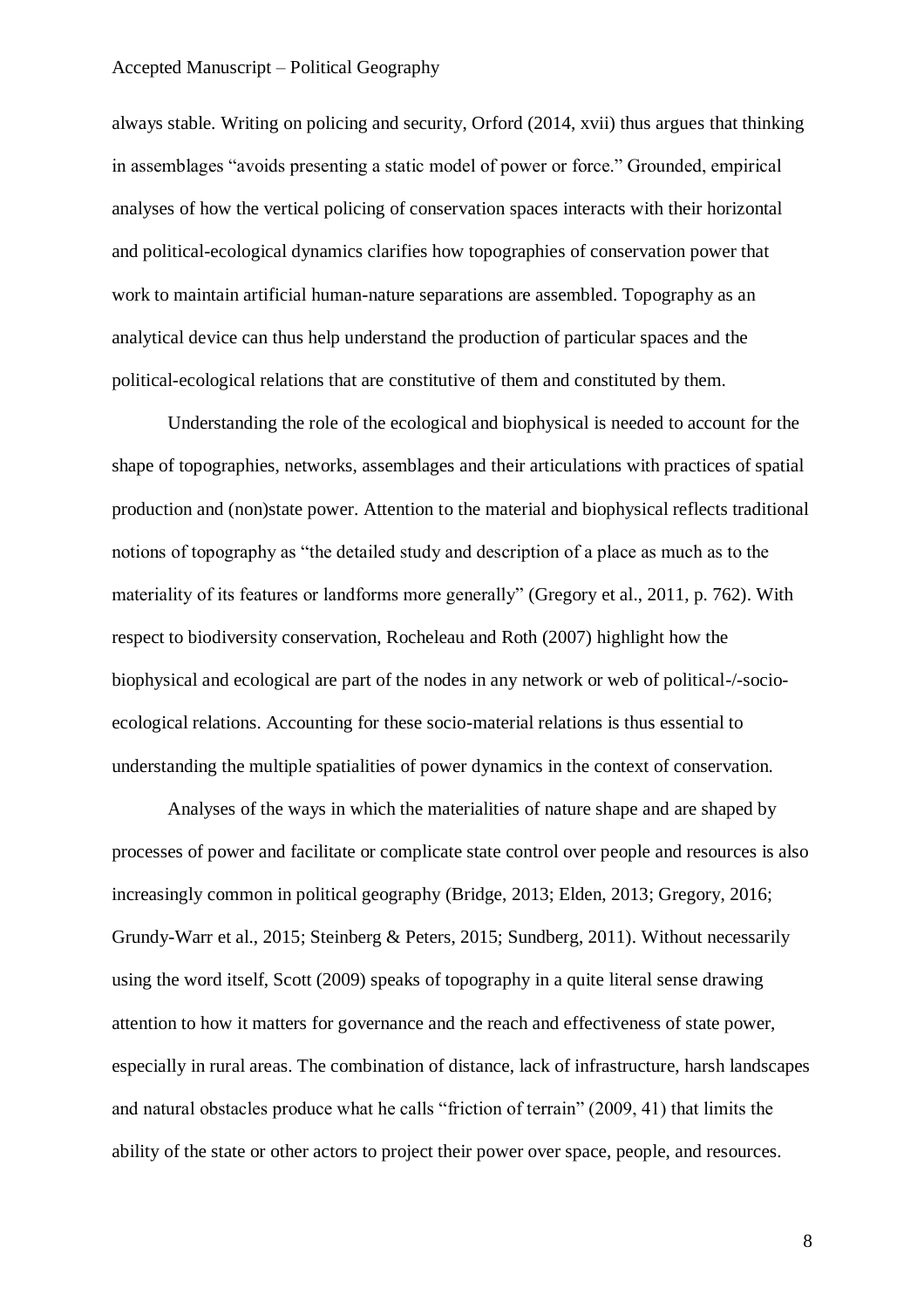always stable. Writing on policing and security, Orford (2014, xvii) thus argues that thinking in assemblages "avoids presenting a static model of power or force." Grounded, empirical analyses of how the vertical policing of conservation spaces interacts with their horizontal and political-ecological dynamics clarifies how topographies of conservation power that work to maintain artificial human-nature separations are assembled. Topography as an analytical device can thus help understand the production of particular spaces and the political-ecological relations that are constitutive of them and constituted by them.

Understanding the role of the ecological and biophysical is needed to account for the shape of topographies, networks, assemblages and their articulations with practices of spatial production and (non)state power. Attention to the material and biophysical reflects traditional notions of topography as "the detailed study and description of a place as much as to the materiality of its features or landforms more generally" (Gregory et al., 2011, p. 762). With respect to biodiversity conservation, Rocheleau and Roth (2007) highlight how the biophysical and ecological are part of the nodes in any network or web of political-/-socio-ecological relations. Accounting for these socio-material relations is thus essential to understanding the multiple spatialities of power dynamics in the context of conservation.

Analyses of the ways in which the materialities of nature shape and are shaped by processes of power and facilitate or complicate state control over people and resources is also increasingly common in political geography (Bridge, 2013; Elden, 2013; Gregory, 2016; Grundy-Warr et al., 2015; Steinberg & Peters, 2015; Sundberg, 2011). Without necessarily using the word itself, Scott (2009) speaks of topography in a quite literal sense drawing attention to how it matters for governance and the reach and effectiveness of state power, especially in rural areas. The combination of distance, lack of infrastructure, harsh landscapes and natural obstacles produce what he calls "friction of terrain" (2009, 41) that limits the ability of the state or other actors to project their power over space, people, and resources.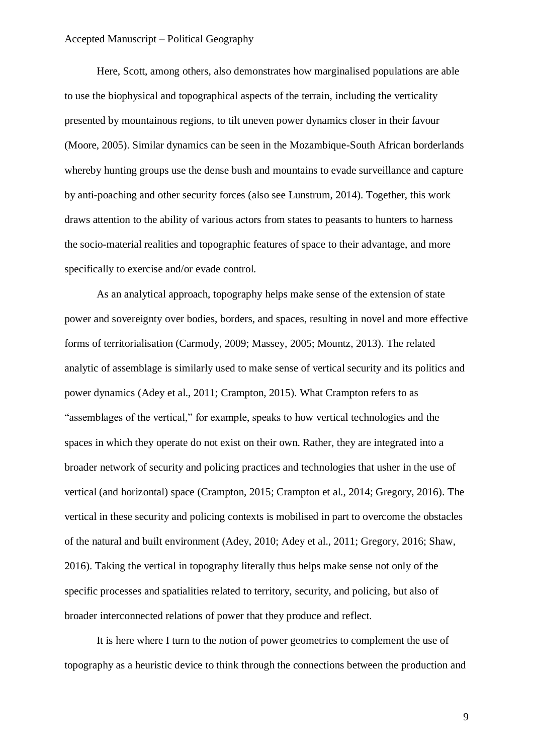Here, Scott, among others, also demonstrates how marginalised populations are able to use the biophysical and topographical aspects of the terrain, including the verticality presented by mountainous regions, to tilt uneven power dynamics closer in their favour (Moore, 2005). Similar dynamics can be seen in the Mozambique-South African borderlands whereby hunting groups use the dense bush and mountains to evade surveillance and capture by anti-poaching and other security forces (also see Lunstrum, 2014). Together, this work draws attention to the ability of various actors from states to peasants to hunters to harness the socio-material realities and topographic features of space to their advantage, and more specifically to exercise and/or evade control.

As an analytical approach, topography helps make sense of the extension of state power and sovereignty over bodies, borders, and spaces, resulting in novel and more effective forms of territorialisation (Carmody, 2009; Massey, 2005; Mountz, 2013). The related analytic of assemblage is similarly used to make sense of vertical security and its politics and power dynamics (Adey et al., 2011; Crampton, 2015). What Crampton refers to as "assemblages of the vertical," for example, speaks to how vertical technologies and the spaces in which they operate do not exist on their own. Rather, they are integrated into a broader network of security and policing practices and technologies that usher in the use of vertical (and horizontal) space (Crampton, 2015; Crampton et al., 2014; Gregory, 2016). The vertical in these security and policing contexts is mobilised in part to overcome the obstacles of the natural and built environment (Adey, 2010; Adey et al., 2011; Gregory, 2016; Shaw, 2016). Taking the vertical in topography literally thus helps make sense not only of the specific processes and spatialities related to territory, security, and policing, but also of broader interconnected relations of power that they produce and reflect.

It is here where I turn to the notion of power geometries to complement the use of topography as a heuristic device to think through the connections between the production and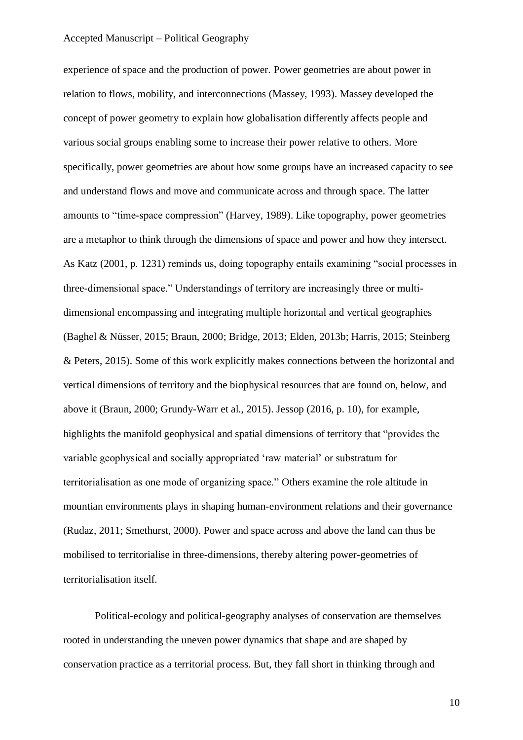experience of space and the production of power. Power geometries are about power in relation to flows, mobility, and interconnections (Massey, 1993). Massey developed the concept of power geometry to explain how globalisation differently affects people and various social groups enabling some to increase their power relative to others. More specifically, power geometries are about how some groups have an increased capacity to see and understand flows and move and communicate across and through space. The latter amounts to "time-space compression" (Harvey, 1989). Like topography, power geometries are a metaphor to think through the dimensions of space and power and how they intersect. As Katz (2001, p. 1231) reminds us, doing topography entails examining "social processes in three-dimensional space." Understandings of territory are increasingly three or multi-dimensional encompassing and integrating multiple horizontal and vertical geographies (Baghel & Nüsser, 2015; Braun, 2000; Bridge, 2013; Elden, 2013b; Harris, 2015; Steinberg & Peters, 2015). Some of this work explicitly makes connections between the horizontal and vertical dimensions of territory and the biophysical resources that are found on, below, and above it (Braun, 2000; Grundy-Warr et al., 2015). Jessop (2016, p. 10), for example, highlights the manifold geophysical and spatial dimensions of territory that "provides the variable geophysical and socially appropriated 'raw material' or substratum for territorialisation as one mode of organizing space." Others examine the role altitude in mountian environments plays in shaping human-environment relations and their governance (Rudaz, 2011; Smethurst, 2000). Power and space across and above the land can thus be mobilised to territorialise in three-dimensions, thereby altering power-geometries of territorialisation itself.

Political-ecology and political-geography analyses of conservation are themselves rooted in understanding the uneven power dynamics that shape and are shaped by conservation practice as a territorial process. But, they fall short in thinking through and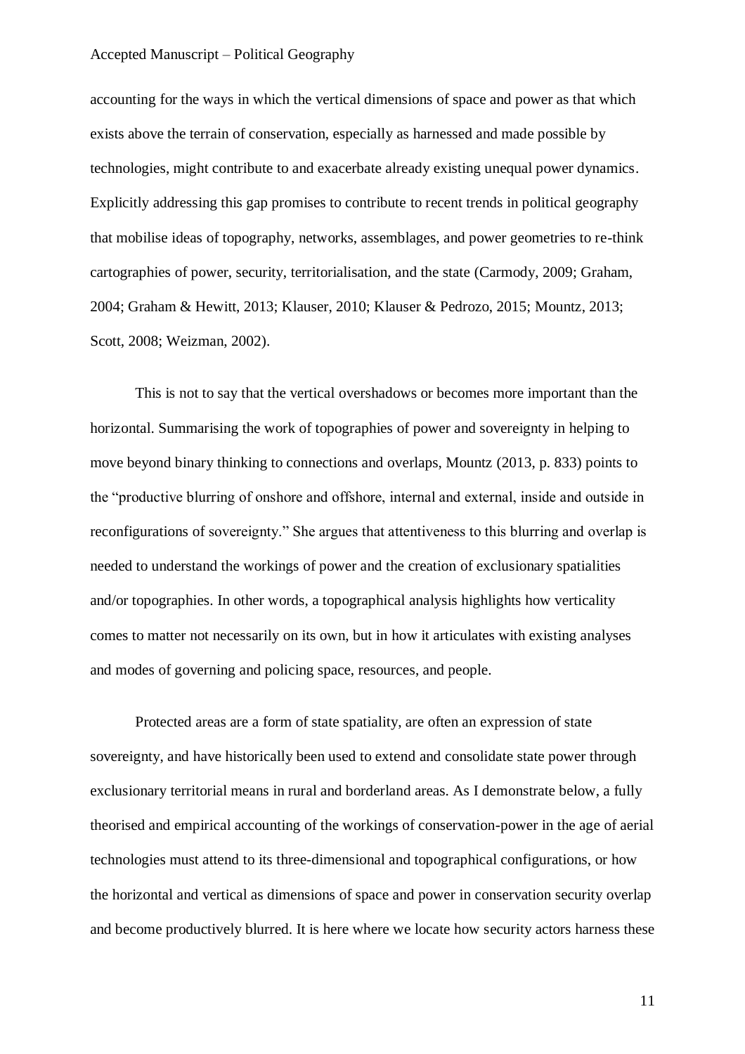accounting for the ways in which the vertical dimensions of space and power as that which exists above the terrain of conservation, especially as harnessed and made possible by technologies, might contribute to and exacerbate already existing unequal power dynamics. Explicitly addressing this gap promises to contribute to recent trends in political geography that mobilise ideas of topography, networks, assemblages, and power geometries to re-think cartographies of power, security, territorialisation, and the state (Carmody, 2009; Graham, 2004; Graham & Hewitt, 2013; Klauser, 2010; Klauser & Pedrozo, 2015; Mountz, 2013; Scott, 2008; Weizman, 2002).

This is not to say that the vertical overshadows or becomes more important than the horizontal. Summarising the work of topographies of power and sovereignty in helping to move beyond binary thinking to connections and overlaps, Mountz (2013, p. 833) points to the "productive blurring of onshore and offshore, internal and external, inside and outside in reconfigurations of sovereignty." She argues that attentiveness to this blurring and overlap is needed to understand the workings of power and the creation of exclusionary spatialities and/or topographies. In other words, a topographical analysis highlights how verticality comes to matter not necessarily on its own, but in how it articulates with existing analyses and modes of governing and policing space, resources, and people.

Protected areas are a form of state spatiality, are often an expression of state sovereignty, and have historically been used to extend and consolidate state power through exclusionary territorial means in rural and borderland areas. As I demonstrate below, a fully theorised and empirical accounting of the workings of conservation-power in the age of aerial technologies must attend to its three-dimensional and topographical configurations, or how the horizontal and vertical as dimensions of space and power in conservation security overlap and become productively blurred. It is here where we locate how security actors harness these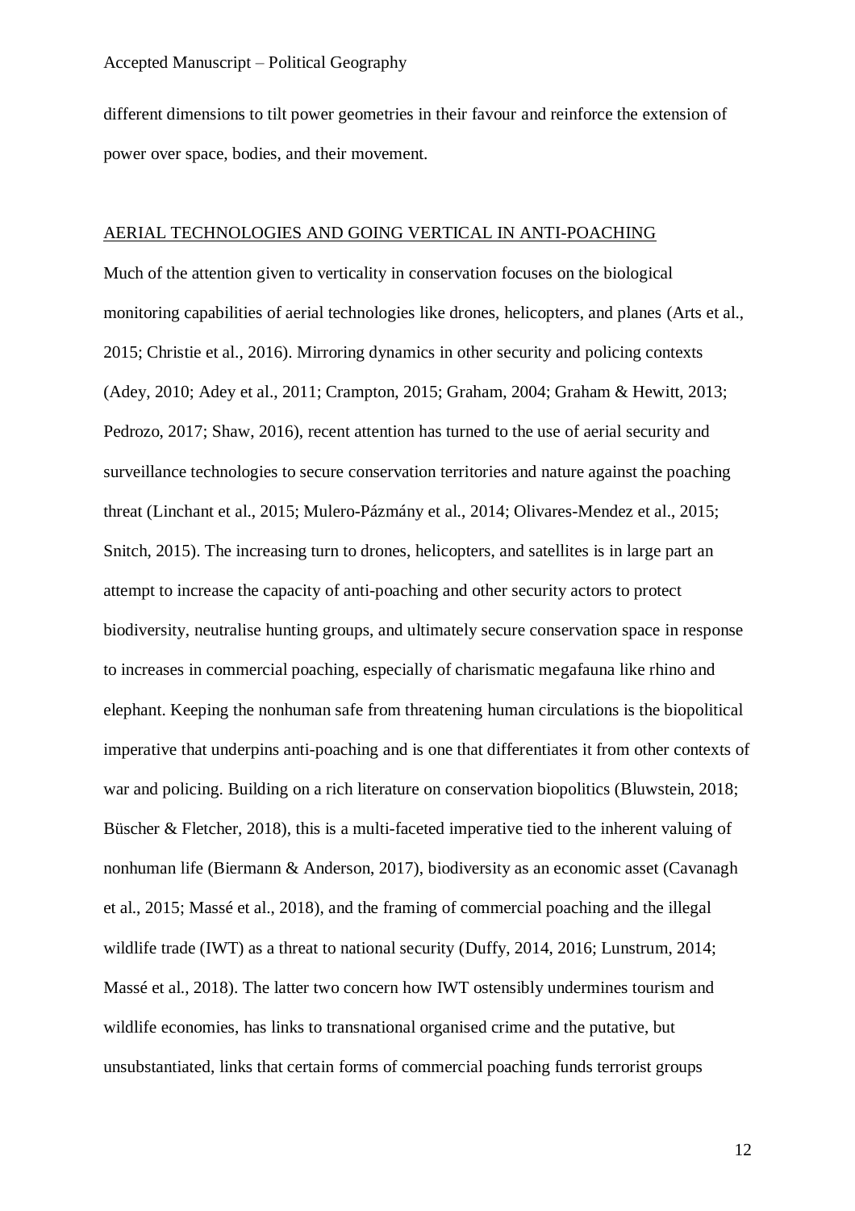different dimensions to tilt power geometries in their favour and reinforce the extension of power over space, bodies, and their movement.

## AERIAL TECHNOLOGIES AND GOING VERTICAL IN ANTI-POACHING

Much of the attention given to verticality in conservation focuses on the biological monitoring capabilities of aerial technologies like drones, helicopters, and planes (Arts et al., 2015; Christie et al., 2016). Mirroring dynamics in other security and policing contexts (Adey, 2010; Adey et al., 2011; Crampton, 2015; Graham, 2004; Graham & Hewitt, 2013; Pedrozo, 2017; Shaw, 2016), recent attention has turned to the use of aerial security and surveillance technologies to secure conservation territories and nature against the poaching threat (Linchant et al., 2015; Mulero-Pázmány et al., 2014; Olivares-Mendez et al., 2015; Snitch, 2015). The increasing turn to drones, helicopters, and satellites is in large part an attempt to increase the capacity of anti-poaching and other security actors to protect biodiversity, neutralise hunting groups, and ultimately secure conservation space in response to increases in commercial poaching, especially of charismatic megafauna like rhino and elephant. Keeping the nonhuman safe from threatening human circulations is the biopolitical imperative that underpins anti-poaching and is one that differentiates it from other contexts of war and policing. Building on a rich literature on conservation biopolitics (Bluwstein, 2018; Büscher & Fletcher, 2018), this is a multi-faceted imperative tied to the inherent valuing of nonhuman life (Biermann & Anderson, 2017), biodiversity as an economic asset (Cavanagh et al., 2015; Massé et al., 2018), and the framing of commercial poaching and the illegal wildlife trade (IWT) as a threat to national security (Duffy, 2014, 2016; Lunstrum, 2014; Massé et al., 2018). The latter two concern how IWT ostensibly undermines tourism and wildlife economies, has links to transnational organised crime and the putative, but unsubstantiated, links that certain forms of commercial poaching funds terrorist groups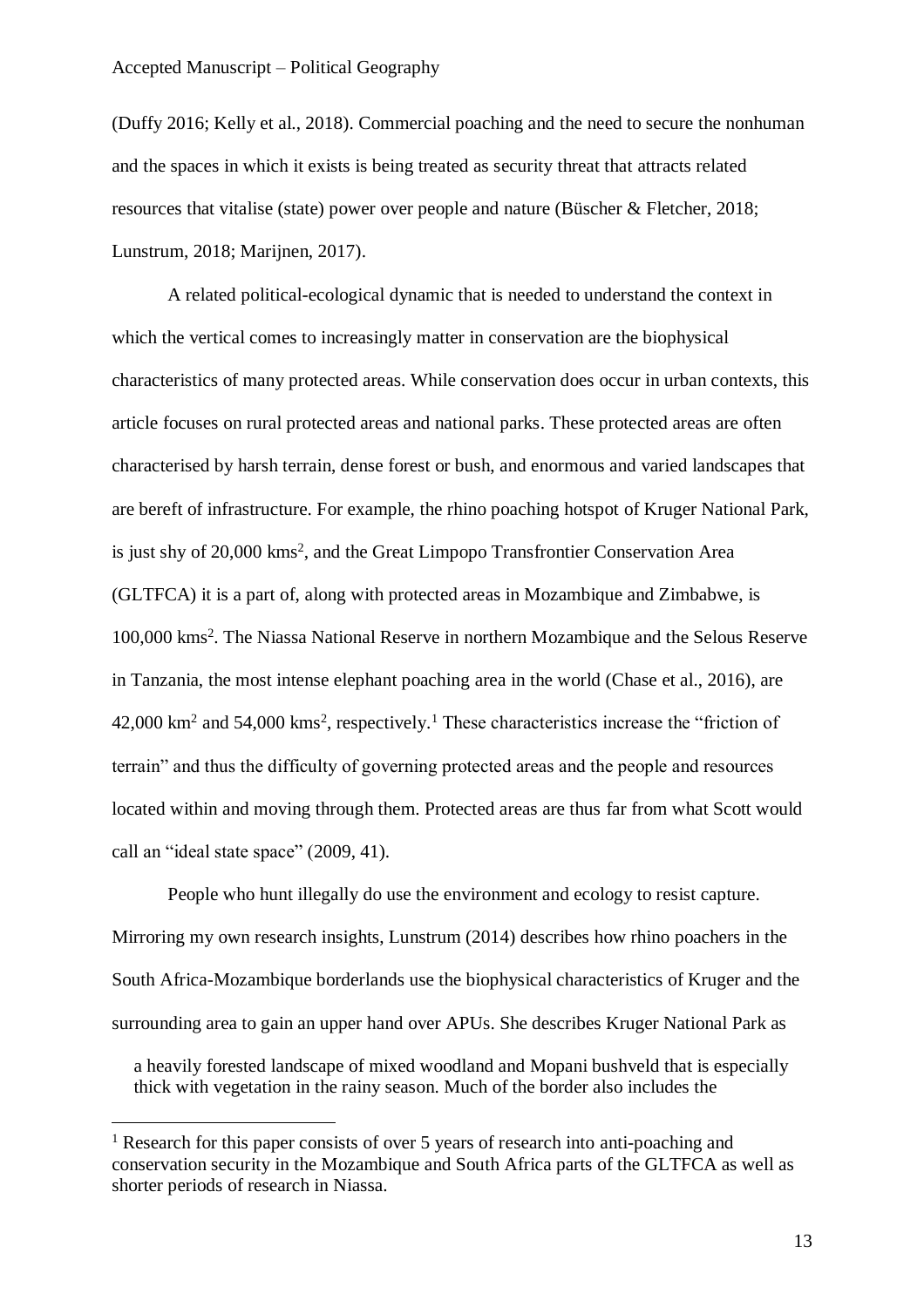(Duffy 2016; Kelly et al., 2018). Commercial poaching and the need to secure the nonhuman and the spaces in which it exists is being treated as security threat that attracts related resources that vitalise (state) power over people and nature (Büscher & Fletcher, 2018; Lunstrum, 2018; Marijnen, 2017).

A related political-ecological dynamic that is needed to understand the context in which the vertical comes to increasingly matter in conservation are the biophysical characteristics of many protected areas. While conservation does occur in urban contexts, this article focuses on rural protected areas and national parks. These protected areas are often characterised by harsh terrain, dense forest or bush, and enormous and varied landscapes that are bereft of infrastructure. For example, the rhino poaching hotspot of Kruger National Park, is just shy of 20,000 kms$^2$, and the Great Limpopo Transfrontier Conservation Area (GLTFCA) it is a part of, along with protected areas in Mozambique and Zimbabwe, is 100,000 kms$^2$. The Niassa National Reserve in northern Mozambique and the Selous Reserve in Tanzania, the most intense elephant poaching area in the world (Chase et al., 2016), are 42,000 km$^2$ and 54,000 kms$^2$, respectively.[1] These characteristics increase the "friction of terrain" and thus the difficulty of governing protected areas and the people and resources located within and moving through them. Protected areas are thus far from what Scott would call an "ideal state space" (2009, 41).

People who hunt illegally do use the environment and ecology to resist capture. Mirroring my own research insights, Lunstrum (2014) describes how rhino poachers in the South Africa-Mozambique borderlands use the biophysical characteristics of Kruger and the surrounding area to gain an upper hand over APUs. She describes Kruger National Park as

> a heavily forested landscape of mixed woodland and Mopani bushveld that is especially thick with vegetation in the rainy season. Much of the border also includes the

[1] Research for this paper consists of over 5 years of research into anti-poaching and conservation security in the Mozambique and South Africa parts of the GLTFCA as well as shorter periods of research in Niassa.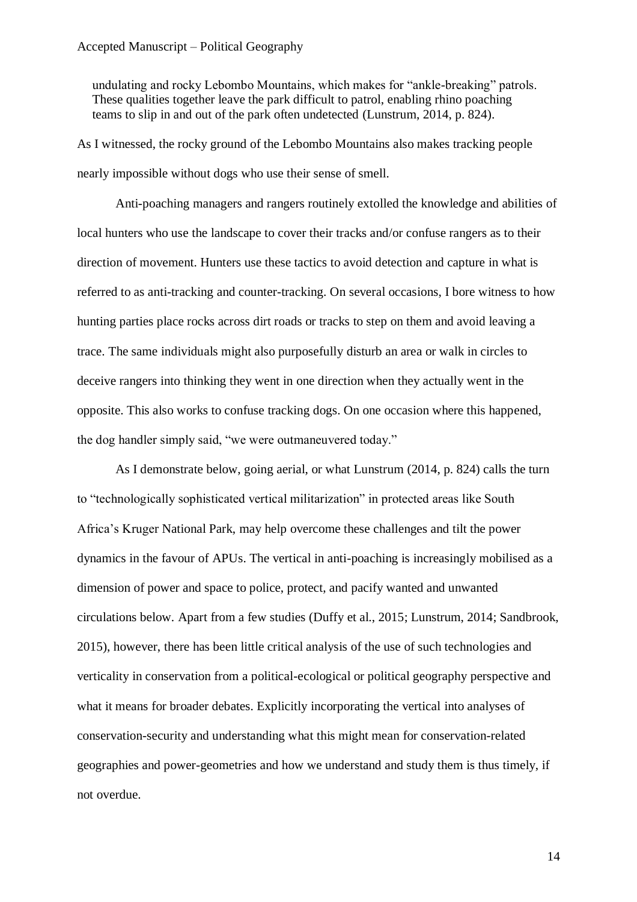> undulating and rocky Lebombo Mountains, which makes for "ankle-breaking" patrols. These qualities together leave the park difficult to patrol, enabling rhino poaching teams to slip in and out of the park often undetected (Lunstrum, 2014, p. 824).

As I witnessed, the rocky ground of the Lebombo Mountains also makes tracking people nearly impossible without dogs who use their sense of smell.

Anti-poaching managers and rangers routinely extolled the knowledge and abilities of local hunters who use the landscape to cover their tracks and/or confuse rangers as to their direction of movement. Hunters use these tactics to avoid detection and capture in what is referred to as anti-tracking and counter-tracking. On several occasions, I bore witness to how hunting parties place rocks across dirt roads or tracks to step on them and avoid leaving a trace. The same individuals might also purposefully disturb an area or walk in circles to deceive rangers into thinking they went in one direction when they actually went in the opposite. This also works to confuse tracking dogs. On one occasion where this happened, the dog handler simply said, "we were outmaneuvered today."

As I demonstrate below, going aerial, or what Lunstrum (2014, p. 824) calls the turn to "technologically sophisticated vertical militarization" in protected areas like South Africa's Kruger National Park, may help overcome these challenges and tilt the power dynamics in the favour of APUs. The vertical in anti-poaching is increasingly mobilised as a dimension of power and space to police, protect, and pacify wanted and unwanted circulations below. Apart from a few studies (Duffy et al., 2015; Lunstrum, 2014; Sandbrook, 2015), however, there has been little critical analysis of the use of such technologies and verticality in conservation from a political-ecological or political geography perspective and what it means for broader debates. Explicitly incorporating the vertical into analyses of conservation-security and understanding what this might mean for conservation-related geographies and power-geometries and how we understand and study them is thus timely, if not overdue.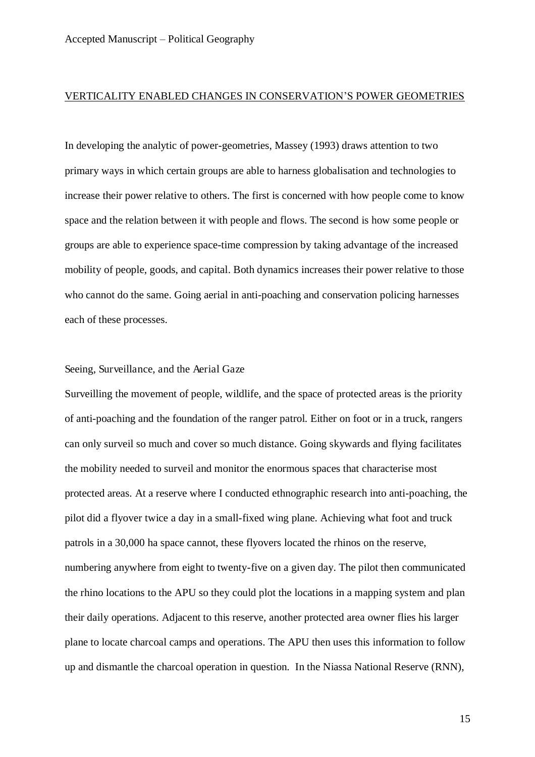## VERTICALITY ENABLED CHANGES IN CONSERVATION'S POWER GEOMETRIES

In developing the analytic of power-geometries, Massey (1993) draws attention to two primary ways in which certain groups are able to harness globalisation and technologies to increase their power relative to others. The first is concerned with how people come to know space and the relation between it with people and flows. The second is how some people or groups are able to experience space-time compression by taking advantage of the increased mobility of people, goods, and capital. Both dynamics increases their power relative to those who cannot do the same. Going aerial in anti-poaching and conservation policing harnesses each of these processes.

### Seeing, Surveillance, and the Aerial Gaze

Surveilling the movement of people, wildlife, and the space of protected areas is the priority of anti-poaching and the foundation of the ranger patrol. Either on foot or in a truck, rangers can only surveil so much and cover so much distance. Going skywards and flying facilitates the mobility needed to surveil and monitor the enormous spaces that characterise most protected areas. At a reserve where I conducted ethnographic research into anti-poaching, the pilot did a flyover twice a day in a small-fixed wing plane. Achieving what foot and truck patrols in a 30,000 ha space cannot, these flyovers located the rhinos on the reserve, numbering anywhere from eight to twenty-five on a given day. The pilot then communicated the rhino locations to the APU so they could plot the locations in a mapping system and plan their daily operations. Adjacent to this reserve, another protected area owner flies his larger plane to locate charcoal camps and operations. The APU then uses this information to follow up and dismantle the charcoal operation in question. In the Niassa National Reserve (RNN),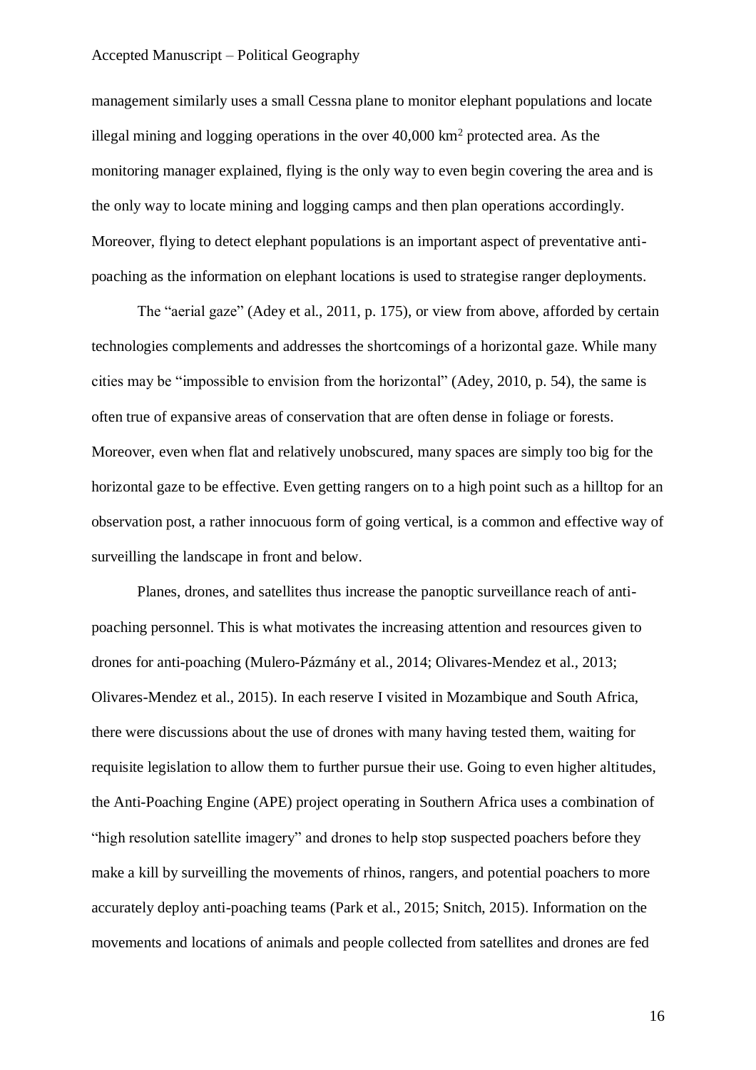management similarly uses a small Cessna plane to monitor elephant populations and locate illegal mining and logging operations in the over 40,000 km$^2$ protected area. As the monitoring manager explained, flying is the only way to even begin covering the area and is the only way to locate mining and logging camps and then plan operations accordingly. Moreover, flying to detect elephant populations is an important aspect of preventative anti-poaching as the information on elephant locations is used to strategise ranger deployments.

The "aerial gaze" (Adey et al., 2011, p. 175), or view from above, afforded by certain technologies complements and addresses the shortcomings of a horizontal gaze. While many cities may be "impossible to envision from the horizontal" (Adey, 2010, p. 54), the same is often true of expansive areas of conservation that are often dense in foliage or forests. Moreover, even when flat and relatively unobscured, many spaces are simply too big for the horizontal gaze to be effective. Even getting rangers on to a high point such as a hilltop for an observation post, a rather innocuous form of going vertical, is a common and effective way of surveilling the landscape in front and below.

Planes, drones, and satellites thus increase the panoptic surveillance reach of anti-poaching personnel. This is what motivates the increasing attention and resources given to drones for anti-poaching (Mulero-Pázmány et al., 2014; Olivares-Mendez et al., 2013; Olivares-Mendez et al., 2015). In each reserve I visited in Mozambique and South Africa, there were discussions about the use of drones with many having tested them, waiting for requisite legislation to allow them to further pursue their use. Going to even higher altitudes, the Anti-Poaching Engine (APE) project operating in Southern Africa uses a combination of "high resolution satellite imagery" and drones to help stop suspected poachers before they make a kill by surveilling the movements of rhinos, rangers, and potential poachers to more accurately deploy anti-poaching teams (Park et al., 2015; Snitch, 2015). Information on the movements and locations of animals and people collected from satellites and drones are fed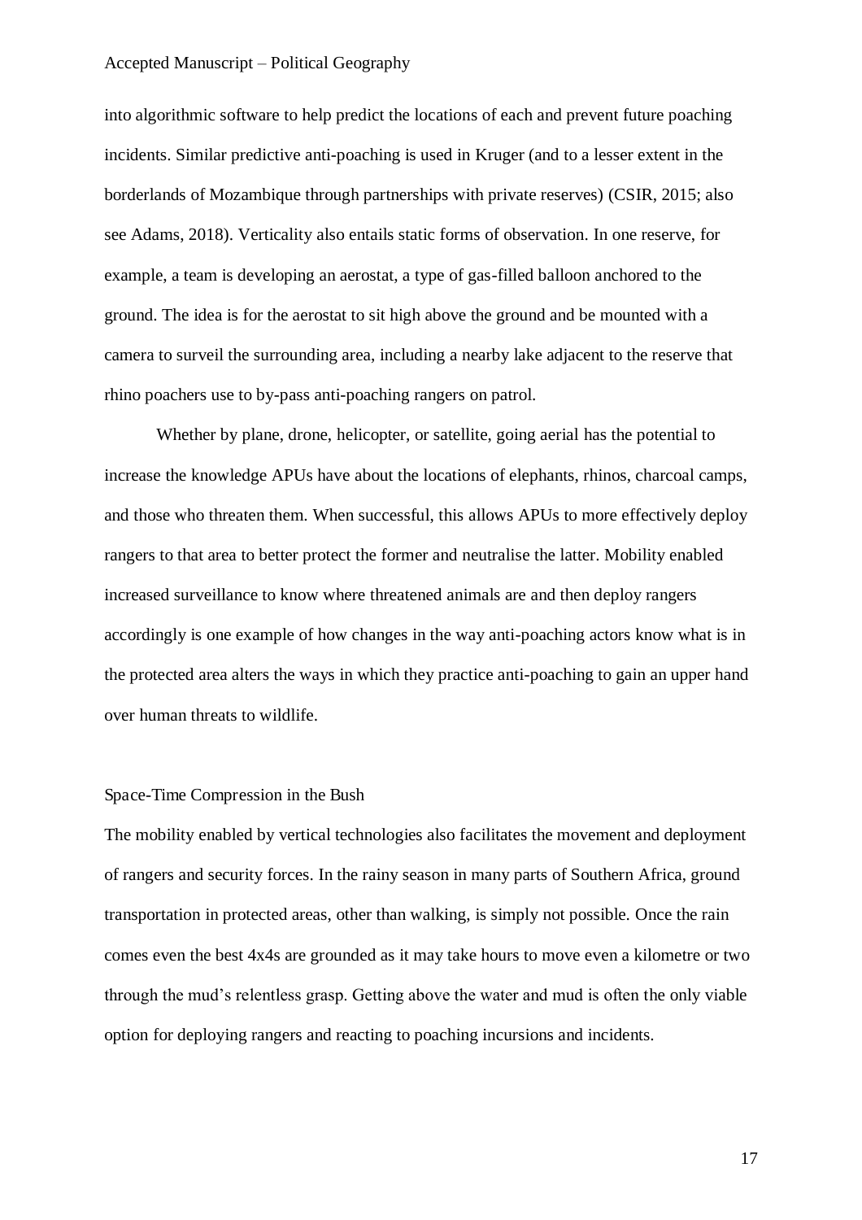into algorithmic software to help predict the locations of each and prevent future poaching incidents. Similar predictive anti-poaching is used in Kruger (and to a lesser extent in the borderlands of Mozambique through partnerships with private reserves) (CSIR, 2015; also see Adams, 2018). Verticality also entails static forms of observation. In one reserve, for example, a team is developing an aerostat, a type of gas-filled balloon anchored to the ground. The idea is for the aerostat to sit high above the ground and be mounted with a camera to surveil the surrounding area, including a nearby lake adjacent to the reserve that rhino poachers use to by-pass anti-poaching rangers on patrol.

Whether by plane, drone, helicopter, or satellite, going aerial has the potential to increase the knowledge APUs have about the locations of elephants, rhinos, charcoal camps, and those who threaten them. When successful, this allows APUs to more effectively deploy rangers to that area to better protect the former and neutralise the latter. Mobility enabled increased surveillance to know where threatened animals are and then deploy rangers accordingly is one example of how changes in the way anti-poaching actors know what is in the protected area alters the ways in which they practice anti-poaching to gain an upper hand over human threats to wildlife.

## Space-Time Compression in the Bush

The mobility enabled by vertical technologies also facilitates the movement and deployment of rangers and security forces. In the rainy season in many parts of Southern Africa, ground transportation in protected areas, other than walking, is simply not possible. Once the rain comes even the best 4x4s are grounded as it may take hours to move even a kilometre or two through the mud's relentless grasp. Getting above the water and mud is often the only viable option for deploying rangers and reacting to poaching incursions and incidents.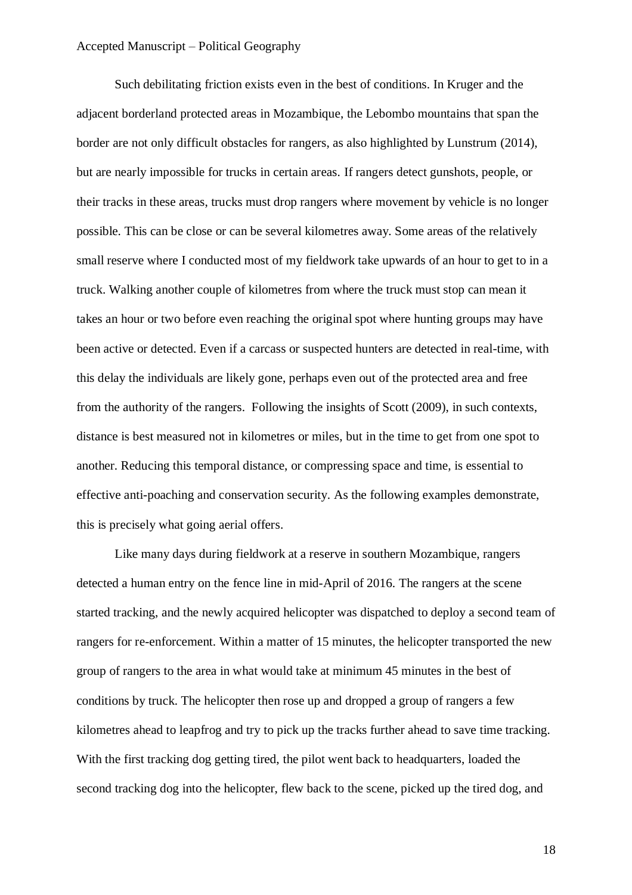Such debilitating friction exists even in the best of conditions. In Kruger and the adjacent borderland protected areas in Mozambique, the Lebombo mountains that span the border are not only difficult obstacles for rangers, as also highlighted by Lunstrum (2014), but are nearly impossible for trucks in certain areas. If rangers detect gunshots, people, or their tracks in these areas, trucks must drop rangers where movement by vehicle is no longer possible. This can be close or can be several kilometres away. Some areas of the relatively small reserve where I conducted most of my fieldwork take upwards of an hour to get to in a truck. Walking another couple of kilometres from where the truck must stop can mean it takes an hour or two before even reaching the original spot where hunting groups may have been active or detected. Even if a carcass or suspected hunters are detected in real-time, with this delay the individuals are likely gone, perhaps even out of the protected area and free from the authority of the rangers. Following the insights of Scott (2009), in such contexts, distance is best measured not in kilometres or miles, but in the time to get from one spot to another. Reducing this temporal distance, or compressing space and time, is essential to effective anti-poaching and conservation security. As the following examples demonstrate, this is precisely what going aerial offers.

Like many days during fieldwork at a reserve in southern Mozambique, rangers detected a human entry on the fence line in mid-April of 2016. The rangers at the scene started tracking, and the newly acquired helicopter was dispatched to deploy a second team of rangers for re-enforcement. Within a matter of 15 minutes, the helicopter transported the new group of rangers to the area in what would take at minimum 45 minutes in the best of conditions by truck. The helicopter then rose up and dropped a group of rangers a few kilometres ahead to leapfrog and try to pick up the tracks further ahead to save time tracking. With the first tracking dog getting tired, the pilot went back to headquarters, loaded the second tracking dog into the helicopter, flew back to the scene, picked up the tired dog, and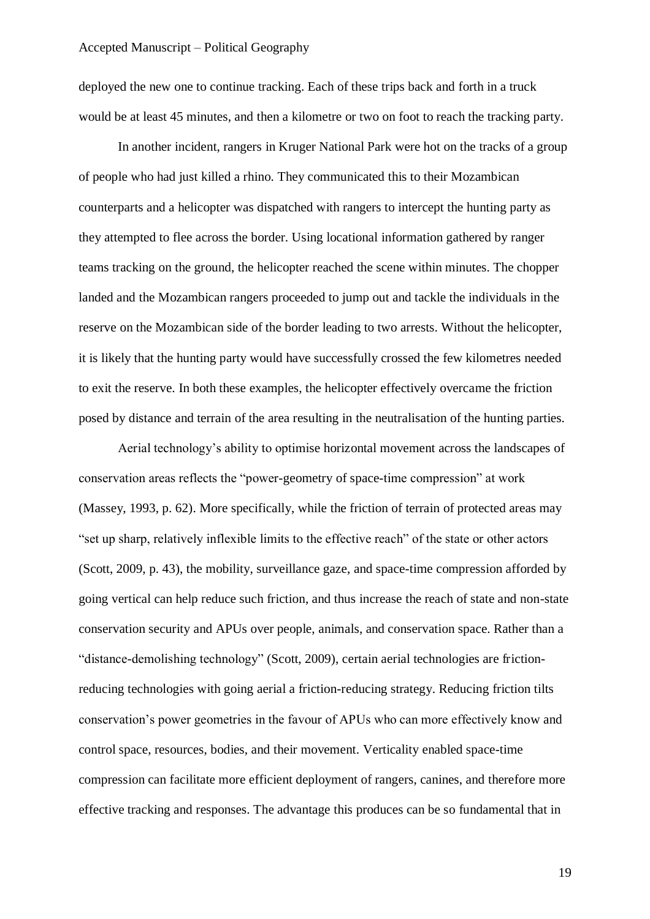deployed the new one to continue tracking. Each of these trips back and forth in a truck would be at least 45 minutes, and then a kilometre or two on foot to reach the tracking party.

In another incident, rangers in Kruger National Park were hot on the tracks of a group of people who had just killed a rhino. They communicated this to their Mozambican counterparts and a helicopter was dispatched with rangers to intercept the hunting party as they attempted to flee across the border. Using locational information gathered by ranger teams tracking on the ground, the helicopter reached the scene within minutes. The chopper landed and the Mozambican rangers proceeded to jump out and tackle the individuals in the reserve on the Mozambican side of the border leading to two arrests. Without the helicopter, it is likely that the hunting party would have successfully crossed the few kilometres needed to exit the reserve. In both these examples, the helicopter effectively overcame the friction posed by distance and terrain of the area resulting in the neutralisation of the hunting parties.

Aerial technology's ability to optimise horizontal movement across the landscapes of conservation areas reflects the "power-geometry of space-time compression" at work (Massey, 1993, p. 62). More specifically, while the friction of terrain of protected areas may "set up sharp, relatively inflexible limits to the effective reach" of the state or other actors (Scott, 2009, p. 43), the mobility, surveillance gaze, and space-time compression afforded by going vertical can help reduce such friction, and thus increase the reach of state and non-state conservation security and APUs over people, animals, and conservation space. Rather than a "distance-demolishing technology" (Scott, 2009), certain aerial technologies are friction-reducing technologies with going aerial a friction-reducing strategy. Reducing friction tilts conservation's power geometries in the favour of APUs who can more effectively know and control space, resources, bodies, and their movement. Verticality enabled space-time compression can facilitate more efficient deployment of rangers, canines, and therefore more effective tracking and responses. The advantage this produces can be so fundamental that in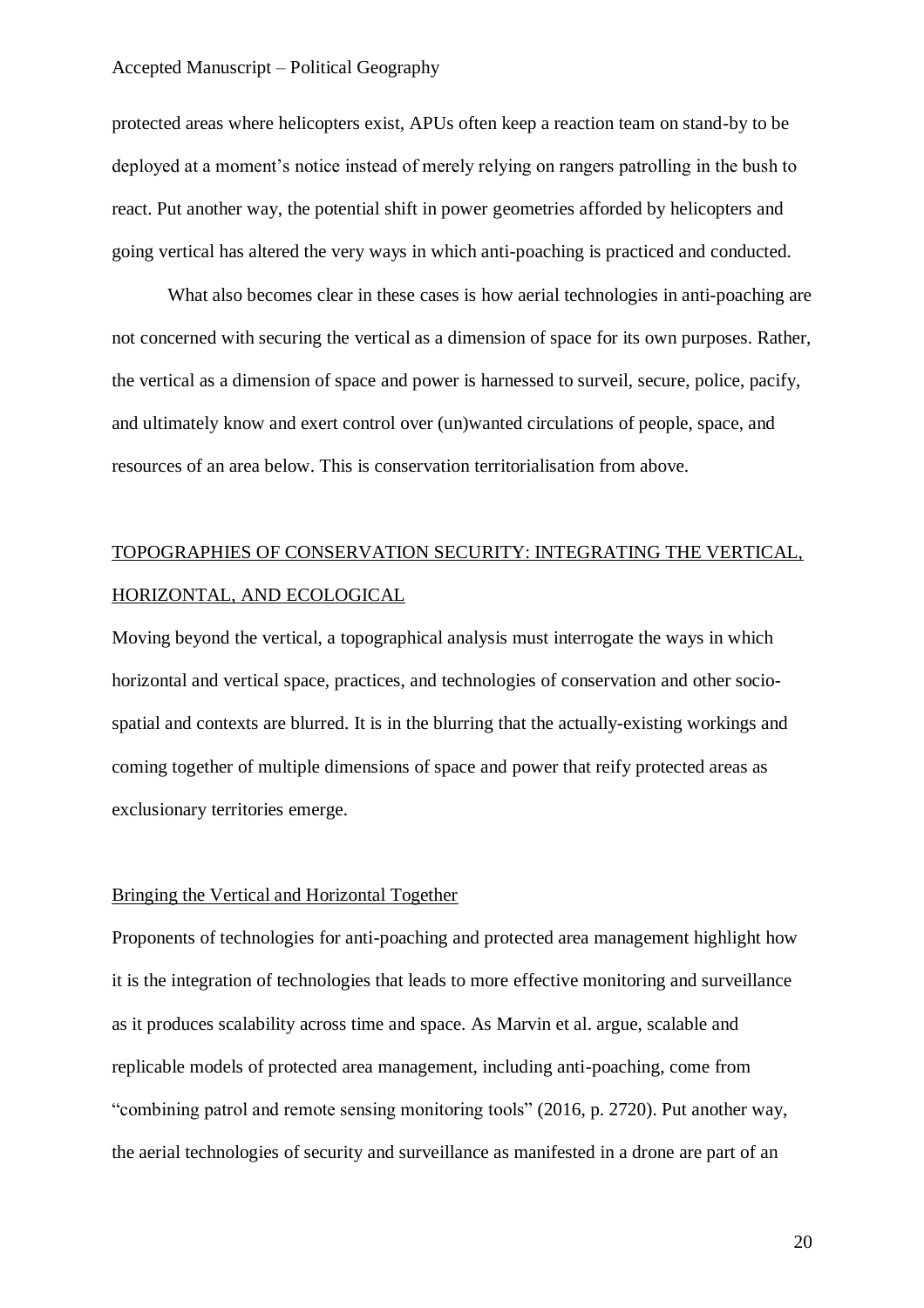protected areas where helicopters exist, APUs often keep a reaction team on stand-by to be deployed at a moment's notice instead of merely relying on rangers patrolling in the bush to react. Put another way, the potential shift in power geometries afforded by helicopters and going vertical has altered the very ways in which anti-poaching is practiced and conducted.

What also becomes clear in these cases is how aerial technologies in anti-poaching are not concerned with securing the vertical as a dimension of space for its own purposes. Rather, the vertical as a dimension of space and power is harnessed to surveil, secure, police, pacify, and ultimately know and exert control over (un)wanted circulations of people, space, and resources of an area below. This is conservation territorialisation from above.

## TOPOGRAPHIES OF CONSERVATION SECURITY: INTEGRATING THE VERTICAL, HORIZONTAL, AND ECOLOGICAL

Moving beyond the vertical, a topographical analysis must interrogate the ways in which horizontal and vertical space, practices, and technologies of conservation and other socio-spatial and contexts are blurred. It is in the blurring that the actually-existing workings and coming together of multiple dimensions of space and power that reify protected areas as exclusionary territories emerge.

### Bringing the Vertical and Horizontal Together

Proponents of technologies for anti-poaching and protected area management highlight how it is the integration of technologies that leads to more effective monitoring and surveillance as it produces scalability across time and space. As Marvin et al. argue, scalable and replicable models of protected area management, including anti-poaching, come from "combining patrol and remote sensing monitoring tools" (2016, p. 2720). Put another way, the aerial technologies of security and surveillance as manifested in a drone are part of an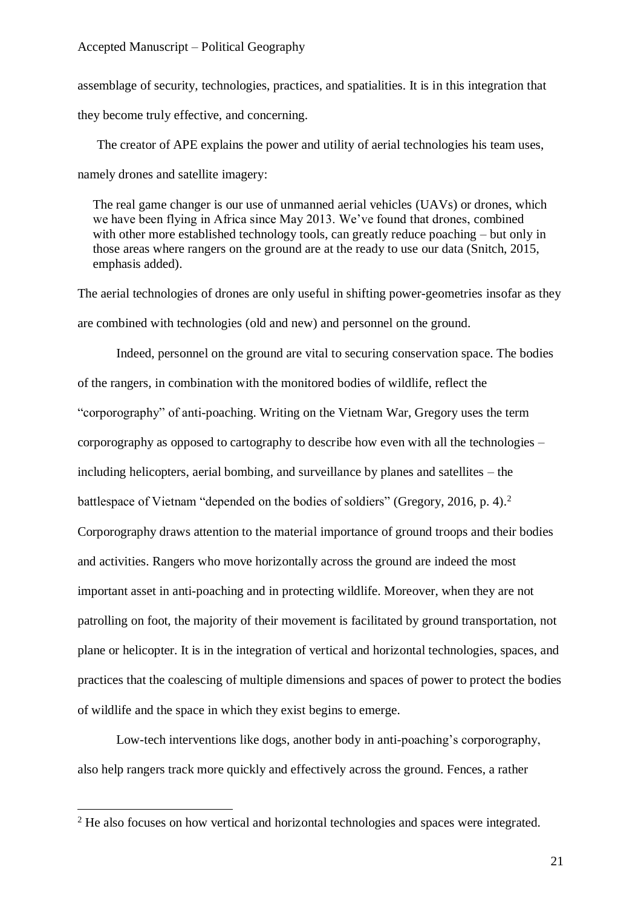assemblage of security, technologies, practices, and spatialities. It is in this integration that they become truly effective, and concerning.

The creator of APE explains the power and utility of aerial technologies his team uses, namely drones and satellite imagery:

> The real game changer is our use of unmanned aerial vehicles (UAVs) or drones, which we have been flying in Africa since May 2013. We've found that drones, combined with other more established technology tools, can greatly reduce poaching – but only in those areas where rangers on the ground are at the ready to use our data (Snitch, 2015, emphasis added).

The aerial technologies of drones are only useful in shifting power-geometries insofar as they are combined with technologies (old and new) and personnel on the ground.

Indeed, personnel on the ground are vital to securing conservation space. The bodies of the rangers, in combination with the monitored bodies of wildlife, reflect the "corporography" of anti-poaching. Writing on the Vietnam War, Gregory uses the term corporography as opposed to cartography to describe how even with all the technologies – including helicopters, aerial bombing, and surveillance by planes and satellites – the battlespace of Vietnam "depended on the bodies of soldiers" (Gregory, 2016, p. 4).[2] Corporography draws attention to the material importance of ground troops and their bodies and activities. Rangers who move horizontally across the ground are indeed the most important asset in anti-poaching and in protecting wildlife. Moreover, when they are not patrolling on foot, the majority of their movement is facilitated by ground transportation, not plane or helicopter. It is in the integration of vertical and horizontal technologies, spaces, and practices that the coalescing of multiple dimensions and spaces of power to protect the bodies of wildlife and the space in which they exist begins to emerge.

Low-tech interventions like dogs, another body in anti-poaching's corporography, also help rangers track more quickly and effectively across the ground. Fences, a rather

---

[2] He also focuses on how vertical and horizontal technologies and spaces were integrated.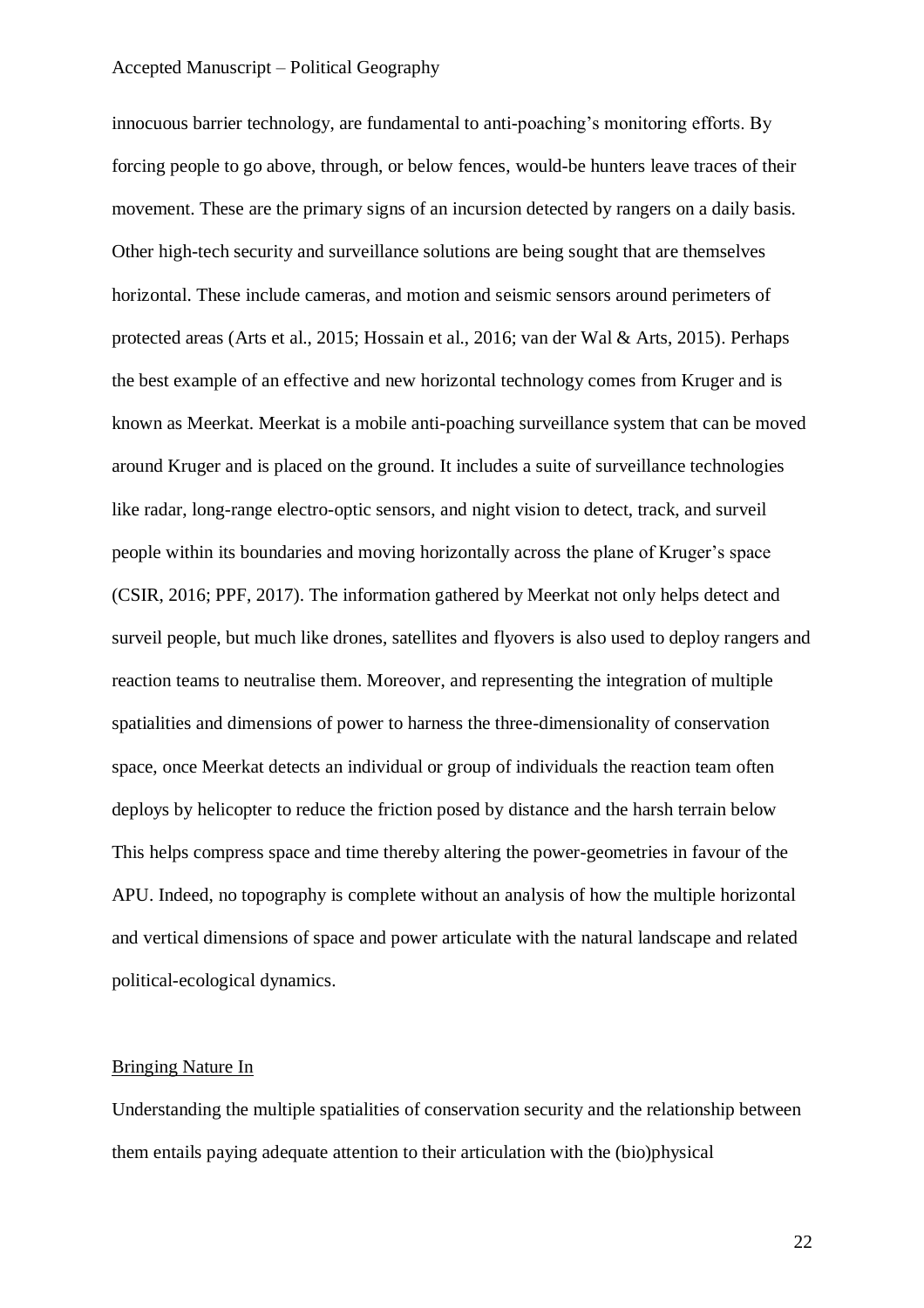innocuous barrier technology, are fundamental to anti-poaching's monitoring efforts. By forcing people to go above, through, or below fences, would-be hunters leave traces of their movement. These are the primary signs of an incursion detected by rangers on a daily basis. Other high-tech security and surveillance solutions are being sought that are themselves horizontal. These include cameras, and motion and seismic sensors around perimeters of protected areas (Arts et al., 2015; Hossain et al., 2016; van der Wal & Arts, 2015). Perhaps the best example of an effective and new horizontal technology comes from Kruger and is known as Meerkat. Meerkat is a mobile anti-poaching surveillance system that can be moved around Kruger and is placed on the ground. It includes a suite of surveillance technologies like radar, long-range electro-optic sensors, and night vision to detect, track, and surveil people within its boundaries and moving horizontally across the plane of Kruger's space (CSIR, 2016; PPF, 2017). The information gathered by Meerkat not only helps detect and surveil people, but much like drones, satellites and flyovers is also used to deploy rangers and reaction teams to neutralise them. Moreover, and representing the integration of multiple spatialities and dimensions of power to harness the three-dimensionality of conservation space, once Meerkat detects an individual or group of individuals the reaction team often deploys by helicopter to reduce the friction posed by distance and the harsh terrain below This helps compress space and time thereby altering the power-geometries in favour of the APU. Indeed, no topography is complete without an analysis of how the multiple horizontal and vertical dimensions of space and power articulate with the natural landscape and related political-ecological dynamics.

## Bringing Nature In

Understanding the multiple spatialities of conservation security and the relationship between them entails paying adequate attention to their articulation with the (bio)physical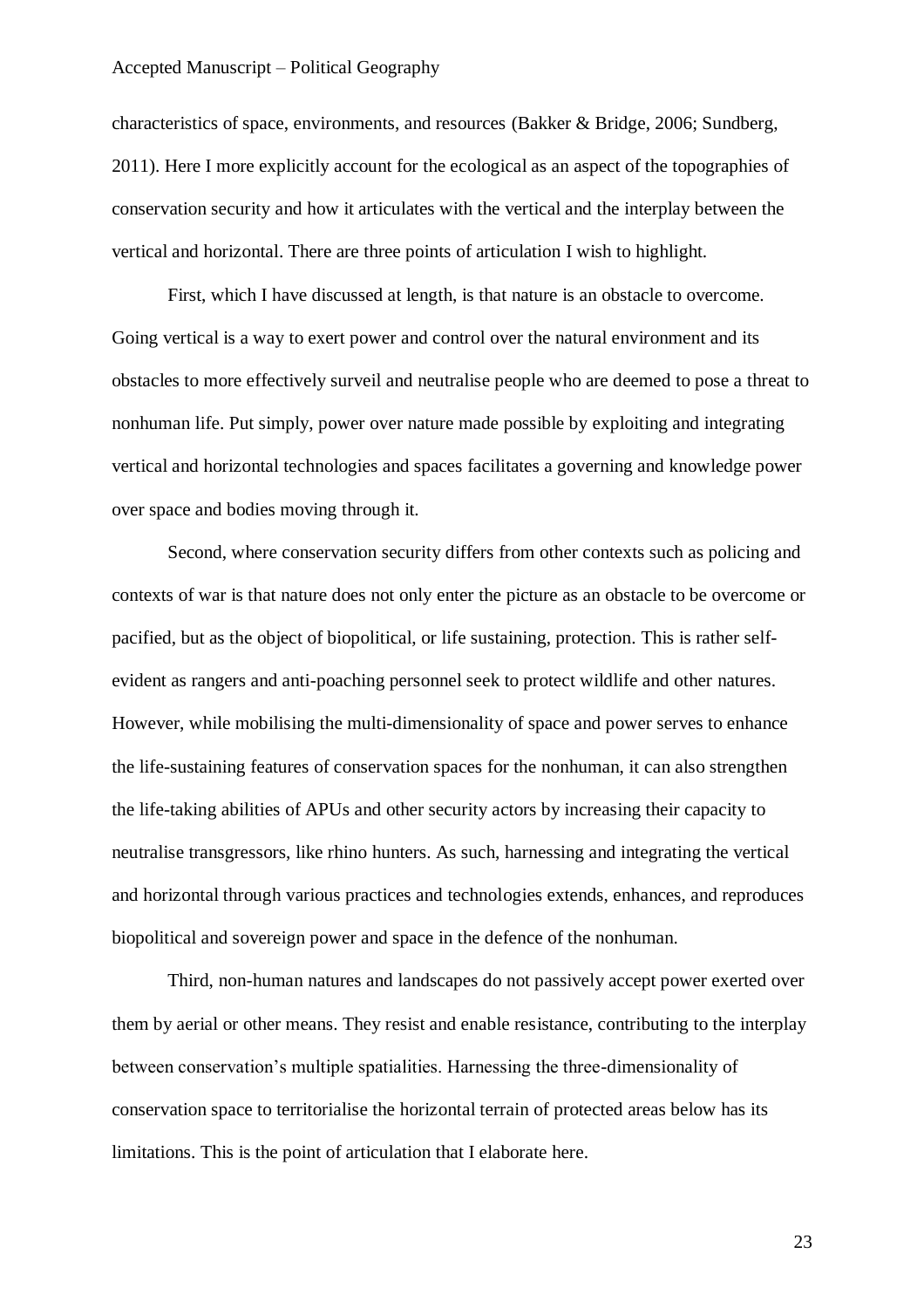characteristics of space, environments, and resources (Bakker & Bridge, 2006; Sundberg, 2011). Here I more explicitly account for the ecological as an aspect of the topographies of conservation security and how it articulates with the vertical and the interplay between the vertical and horizontal. There are three points of articulation I wish to highlight.

First, which I have discussed at length, is that nature is an obstacle to overcome. Going vertical is a way to exert power and control over the natural environment and its obstacles to more effectively surveil and neutralise people who are deemed to pose a threat to nonhuman life. Put simply, power over nature made possible by exploiting and integrating vertical and horizontal technologies and spaces facilitates a governing and knowledge power over space and bodies moving through it.

Second, where conservation security differs from other contexts such as policing and contexts of war is that nature does not only enter the picture as an obstacle to be overcome or pacified, but as the object of biopolitical, or life sustaining, protection. This is rather self-evident as rangers and anti-poaching personnel seek to protect wildlife and other natures. However, while mobilising the multi-dimensionality of space and power serves to enhance the life-sustaining features of conservation spaces for the nonhuman, it can also strengthen the life-taking abilities of APUs and other security actors by increasing their capacity to neutralise transgressors, like rhino hunters. As such, harnessing and integrating the vertical and horizontal through various practices and technologies extends, enhances, and reproduces biopolitical and sovereign power and space in the defence of the nonhuman.

Third, non-human natures and landscapes do not passively accept power exerted over them by aerial or other means. They resist and enable resistance, contributing to the interplay between conservation's multiple spatialities. Harnessing the three-dimensionality of conservation space to territorialise the horizontal terrain of protected areas below has its limitations. This is the point of articulation that I elaborate here.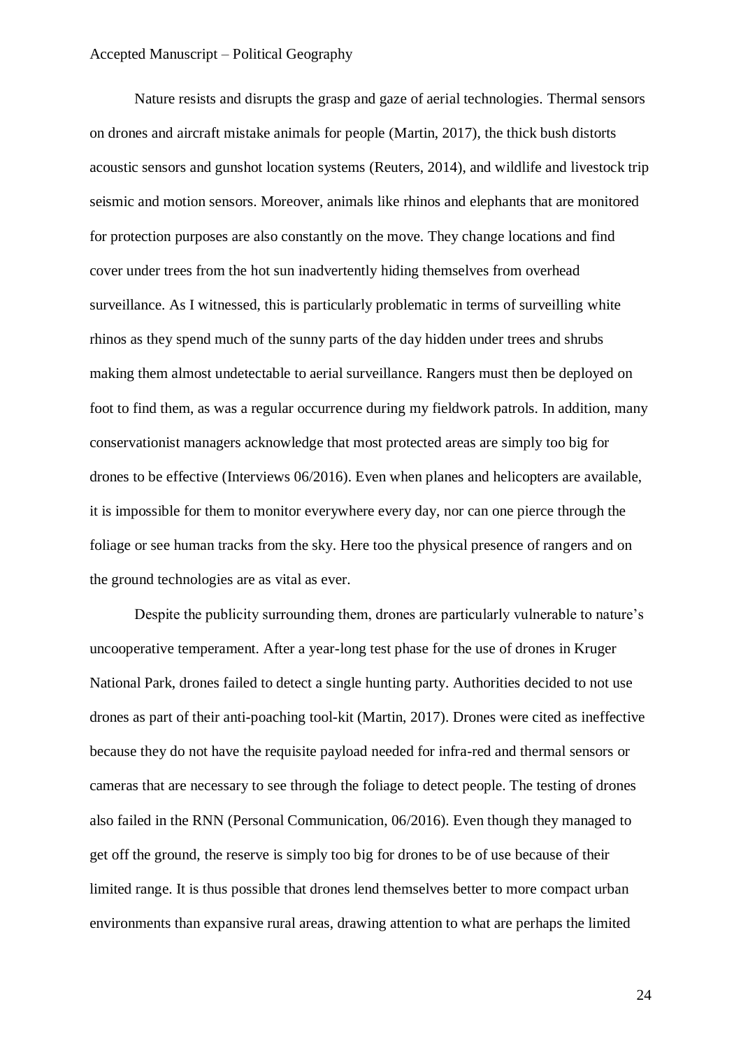Nature resists and disrupts the grasp and gaze of aerial technologies. Thermal sensors on drones and aircraft mistake animals for people (Martin, 2017), the thick bush distorts acoustic sensors and gunshot location systems (Reuters, 2014), and wildlife and livestock trip seismic and motion sensors. Moreover, animals like rhinos and elephants that are monitored for protection purposes are also constantly on the move. They change locations and find cover under trees from the hot sun inadvertently hiding themselves from overhead surveillance. As I witnessed, this is particularly problematic in terms of surveilling white rhinos as they spend much of the sunny parts of the day hidden under trees and shrubs making them almost undetectable to aerial surveillance. Rangers must then be deployed on foot to find them, as was a regular occurrence during my fieldwork patrols. In addition, many conservationist managers acknowledge that most protected areas are simply too big for drones to be effective (Interviews 06/2016). Even when planes and helicopters are available, it is impossible for them to monitor everywhere every day, nor can one pierce through the foliage or see human tracks from the sky. Here too the physical presence of rangers and on the ground technologies are as vital as ever.

Despite the publicity surrounding them, drones are particularly vulnerable to nature's uncooperative temperament. After a year-long test phase for the use of drones in Kruger National Park, drones failed to detect a single hunting party. Authorities decided to not use drones as part of their anti-poaching tool-kit (Martin, 2017). Drones were cited as ineffective because they do not have the requisite payload needed for infra-red and thermal sensors or cameras that are necessary to see through the foliage to detect people. The testing of drones also failed in the RNN (Personal Communication, 06/2016). Even though they managed to get off the ground, the reserve is simply too big for drones to be of use because of their limited range. It is thus possible that drones lend themselves better to more compact urban environments than expansive rural areas, drawing attention to what are perhaps the limited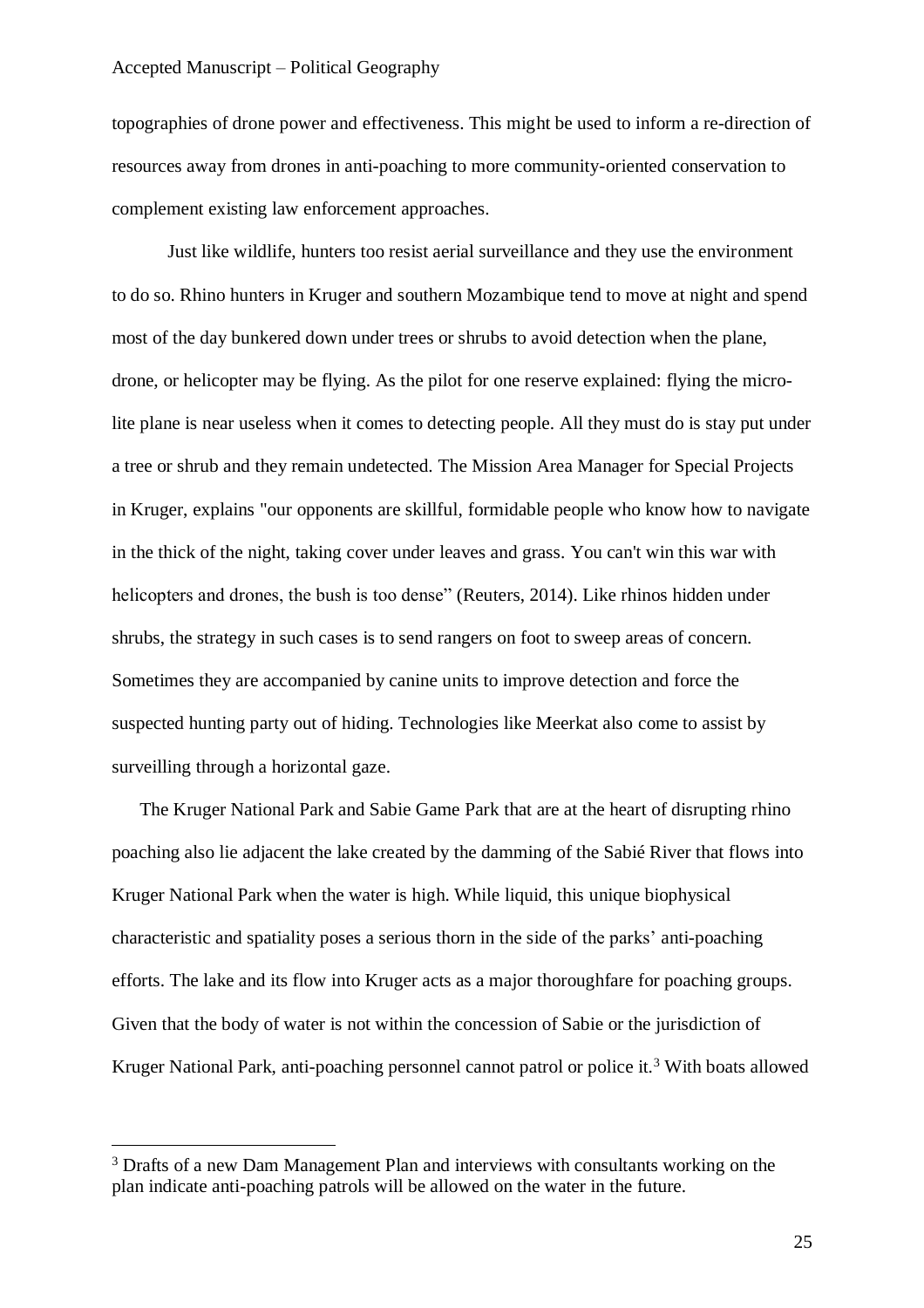topographies of drone power and effectiveness. This might be used to inform a re-direction of resources away from drones in anti-poaching to more community-oriented conservation to complement existing law enforcement approaches.

Just like wildlife, hunters too resist aerial surveillance and they use the environment to do so. Rhino hunters in Kruger and southern Mozambique tend to move at night and spend most of the day bunkered down under trees or shrubs to avoid detection when the plane, drone, or helicopter may be flying. As the pilot for one reserve explained: flying the micro-lite plane is near useless when it comes to detecting people. All they must do is stay put under a tree or shrub and they remain undetected. The Mission Area Manager for Special Projects in Kruger, explains "our opponents are skillful, formidable people who know how to navigate in the thick of the night, taking cover under leaves and grass. You can't win this war with helicopters and drones, the bush is too dense" (Reuters, 2014). Like rhinos hidden under shrubs, the strategy in such cases is to send rangers on foot to sweep areas of concern. Sometimes they are accompanied by canine units to improve detection and force the suspected hunting party out of hiding. Technologies like Meerkat also come to assist by surveilling through a horizontal gaze.

The Kruger National Park and Sabie Game Park that are at the heart of disrupting rhino poaching also lie adjacent the lake created by the damming of the Sabié River that flows into Kruger National Park when the water is high. While liquid, this unique biophysical characteristic and spatiality poses a serious thorn in the side of the parks' anti-poaching efforts. The lake and its flow into Kruger acts as a major thoroughfare for poaching groups. Given that the body of water is not within the concession of Sabie or the jurisdiction of Kruger National Park, anti-poaching personnel cannot patrol or police it.[3] With boats allowed

[3] Drafts of a new Dam Management Plan and interviews with consultants working on the plan indicate anti-poaching patrols will be allowed on the water in the future.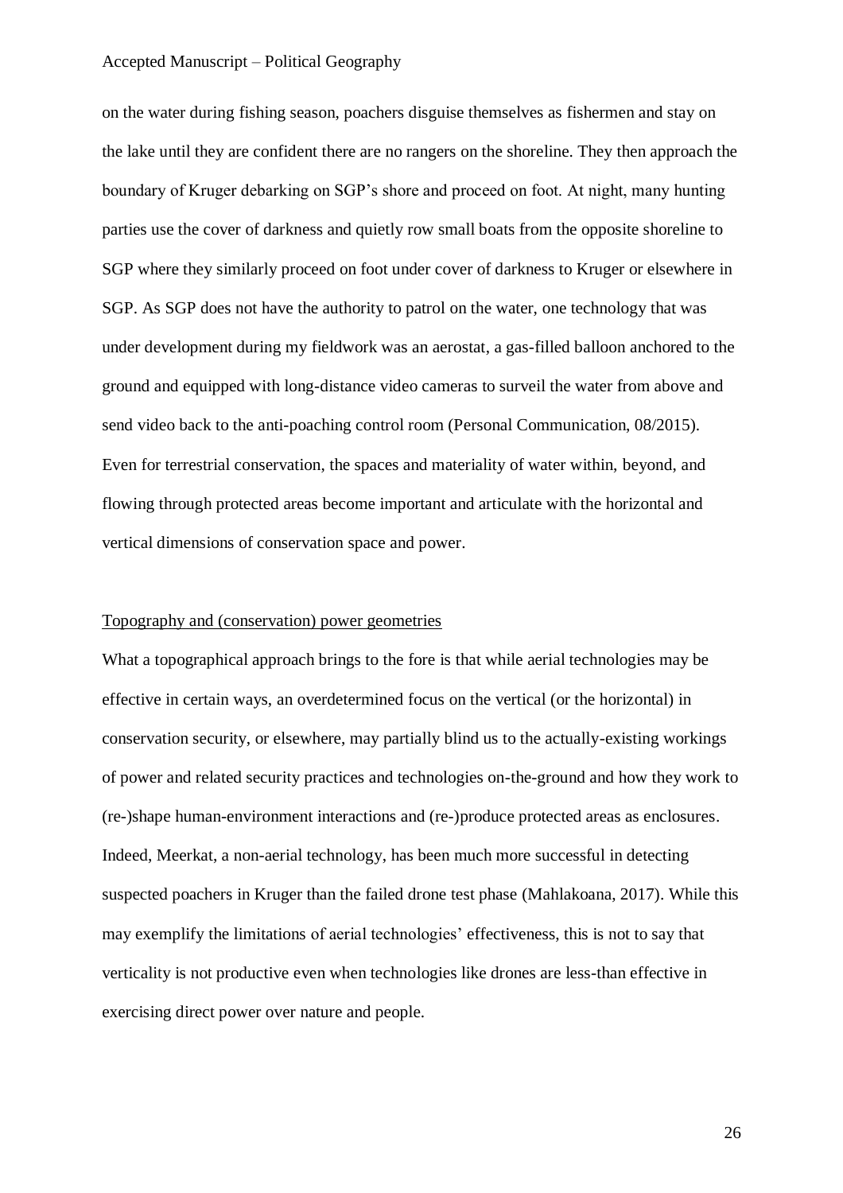on the water during fishing season, poachers disguise themselves as fishermen and stay on the lake until they are confident there are no rangers on the shoreline. They then approach the boundary of Kruger debarking on SGP's shore and proceed on foot. At night, many hunting parties use the cover of darkness and quietly row small boats from the opposite shoreline to SGP where they similarly proceed on foot under cover of darkness to Kruger or elsewhere in SGP. As SGP does not have the authority to patrol on the water, one technology that was under development during my fieldwork was an aerostat, a gas-filled balloon anchored to the ground and equipped with long-distance video cameras to surveil the water from above and send video back to the anti-poaching control room (Personal Communication, 08/2015). Even for terrestrial conservation, the spaces and materiality of water within, beyond, and flowing through protected areas become important and articulate with the horizontal and vertical dimensions of conservation space and power.

## Topography and (conservation) power geometries

What a topographical approach brings to the fore is that while aerial technologies may be effective in certain ways, an overdetermined focus on the vertical (or the horizontal) in conservation security, or elsewhere, may partially blind us to the actually-existing workings of power and related security practices and technologies on-the-ground and how they work to (re-)shape human-environment interactions and (re-)produce protected areas as enclosures. Indeed, Meerkat, a non-aerial technology, has been much more successful in detecting suspected poachers in Kruger than the failed drone test phase (Mahlakoana, 2017). While this may exemplify the limitations of aerial technologies' effectiveness, this is not to say that verticality is not productive even when technologies like drones are less-than effective in exercising direct power over nature and people.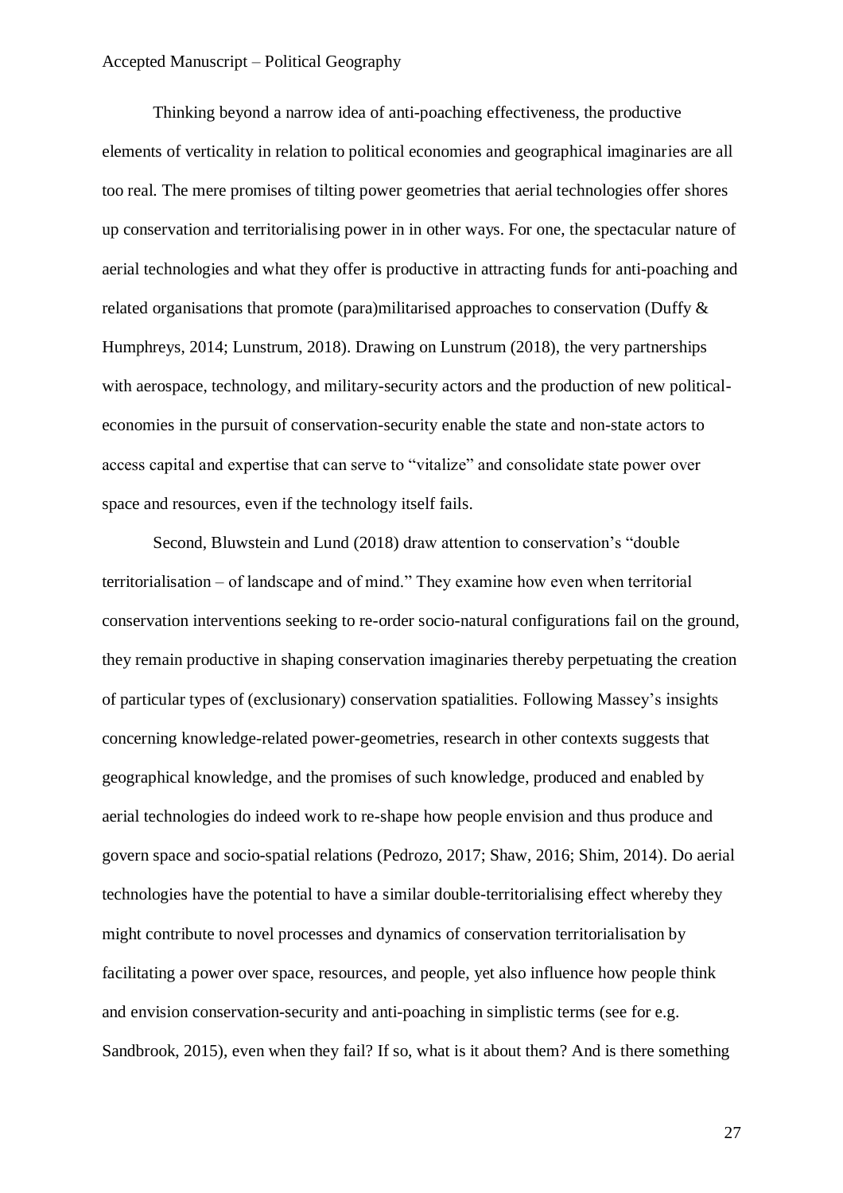Thinking beyond a narrow idea of anti-poaching effectiveness, the productive elements of verticality in relation to political economies and geographical imaginaries are all too real. The mere promises of tilting power geometries that aerial technologies offer shores up conservation and territorialising power in in other ways. For one, the spectacular nature of aerial technologies and what they offer is productive in attracting funds for anti-poaching and related organisations that promote (para)militarised approaches to conservation (Duffy & Humphreys, 2014; Lunstrum, 2018). Drawing on Lunstrum (2018), the very partnerships with aerospace, technology, and military-security actors and the production of new political-economies in the pursuit of conservation-security enable the state and non-state actors to access capital and expertise that can serve to "vitalize" and consolidate state power over space and resources, even if the technology itself fails.

Second, Bluwstein and Lund (2018) draw attention to conservation's "double territorialisation – of landscape and of mind." They examine how even when territorial conservation interventions seeking to re-order socio-natural configurations fail on the ground, they remain productive in shaping conservation imaginaries thereby perpetuating the creation of particular types of (exclusionary) conservation spatialities. Following Massey's insights concerning knowledge-related power-geometries, research in other contexts suggests that geographical knowledge, and the promises of such knowledge, produced and enabled by aerial technologies do indeed work to re-shape how people envision and thus produce and govern space and socio-spatial relations (Pedrozo, 2017; Shaw, 2016; Shim, 2014). Do aerial technologies have the potential to have a similar double-territorialising effect whereby they might contribute to novel processes and dynamics of conservation territorialisation by facilitating a power over space, resources, and people, yet also influence how people think and envision conservation-security and anti-poaching in simplistic terms (see for e.g. Sandbrook, 2015), even when they fail? If so, what is it about them? And is there something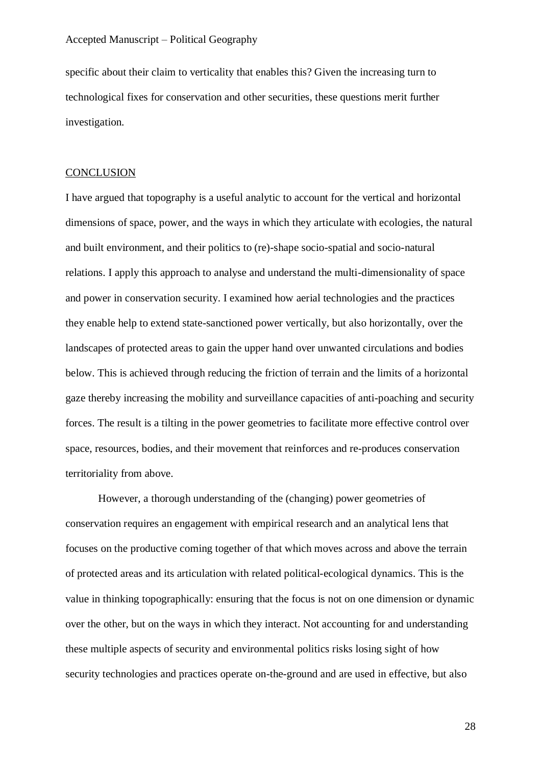specific about their claim to verticality that enables this? Given the increasing turn to technological fixes for conservation and other securities, these questions merit further investigation.

## CONCLUSION

I have argued that topography is a useful analytic to account for the vertical and horizontal dimensions of space, power, and the ways in which they articulate with ecologies, the natural and built environment, and their politics to (re)-shape socio-spatial and socio-natural relations. I apply this approach to analyse and understand the multi-dimensionality of space and power in conservation security. I examined how aerial technologies and the practices they enable help to extend state-sanctioned power vertically, but also horizontally, over the landscapes of protected areas to gain the upper hand over unwanted circulations and bodies below. This is achieved through reducing the friction of terrain and the limits of a horizontal gaze thereby increasing the mobility and surveillance capacities of anti-poaching and security forces. The result is a tilting in the power geometries to facilitate more effective control over space, resources, bodies, and their movement that reinforces and re-produces conservation territoriality from above.

However, a thorough understanding of the (changing) power geometries of conservation requires an engagement with empirical research and an analytical lens that focuses on the productive coming together of that which moves across and above the terrain of protected areas and its articulation with related political-ecological dynamics. This is the value in thinking topographically: ensuring that the focus is not on one dimension or dynamic over the other, but on the ways in which they interact. Not accounting for and understanding these multiple aspects of security and environmental politics risks losing sight of how security technologies and practices operate on-the-ground and are used in effective, but also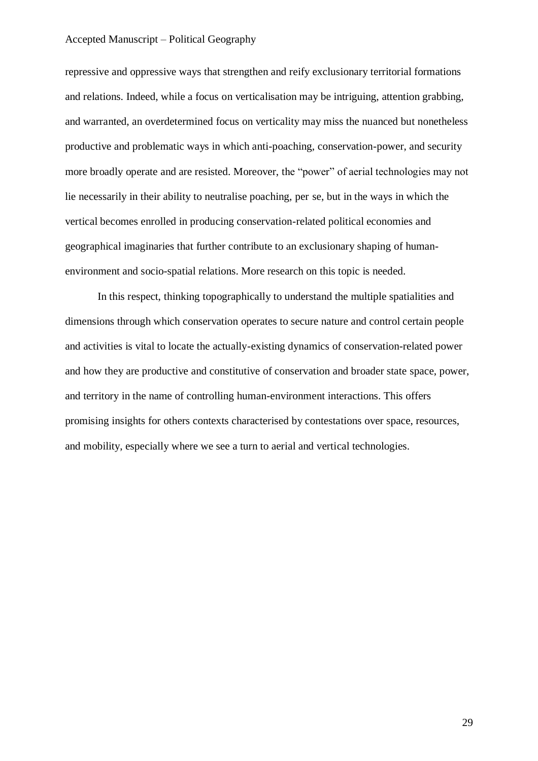repressive and oppressive ways that strengthen and reify exclusionary territorial formations and relations. Indeed, while a focus on verticalisation may be intriguing, attention grabbing, and warranted, an overdetermined focus on verticality may miss the nuanced but nonetheless productive and problematic ways in which anti-poaching, conservation-power, and security more broadly operate and are resisted. Moreover, the "power" of aerial technologies may not lie necessarily in their ability to neutralise poaching, per se, but in the ways in which the vertical becomes enrolled in producing conservation-related political economies and geographical imaginaries that further contribute to an exclusionary shaping of human-environment and socio-spatial relations. More research on this topic is needed.

In this respect, thinking topographically to understand the multiple spatialities and dimensions through which conservation operates to secure nature and control certain people and activities is vital to locate the actually-existing dynamics of conservation-related power and how they are productive and constitutive of conservation and broader state space, power, and territory in the name of controlling human-environment interactions. This offers promising insights for others contexts characterised by contestations over space, resources, and mobility, especially where we see a turn to aerial and vertical technologies.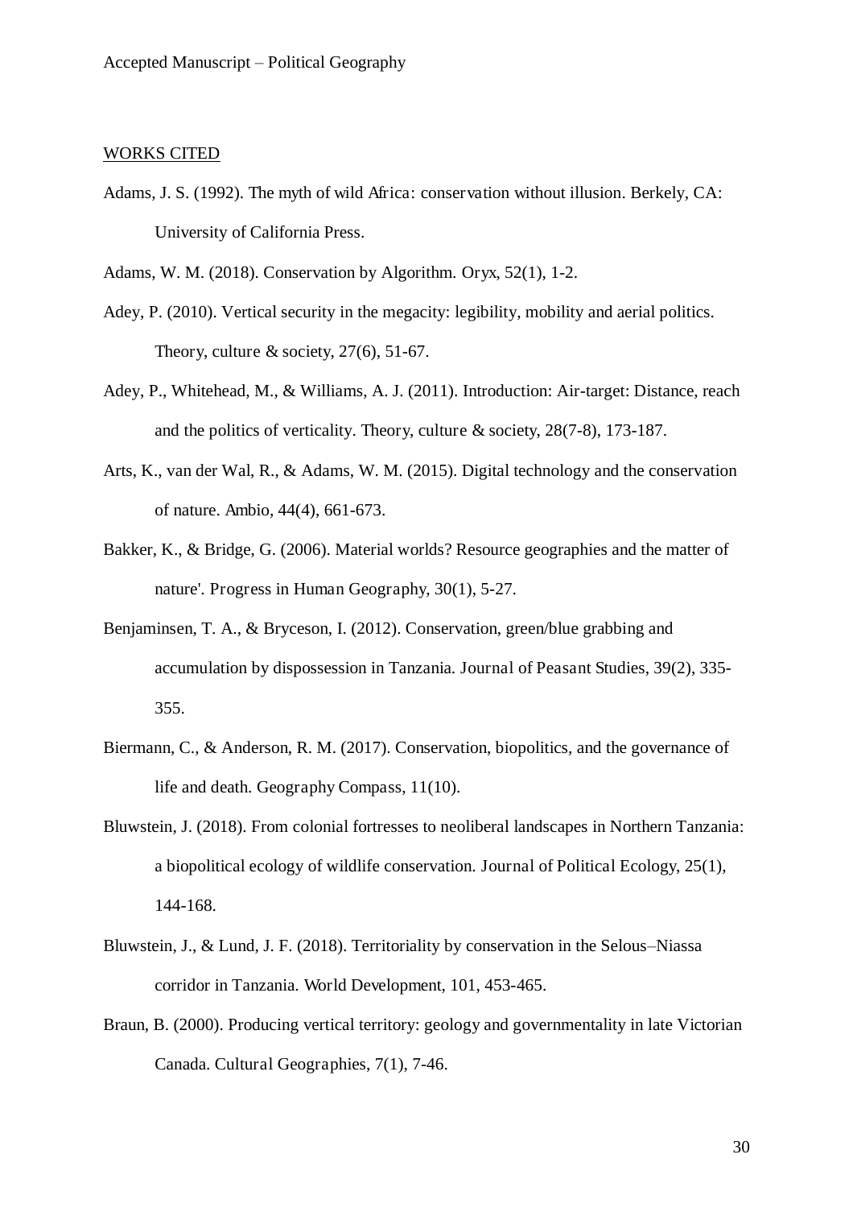WORKS CITED

Adams, J. S. (1992). The myth of wild Africa: conservation without illusion. Berkely, CA: University of California Press.

Adams, W. M. (2018). Conservation by Algorithm. Oryx, 52(1), 1-2.

Adey, P. (2010). Vertical security in the megacity: legibility, mobility and aerial politics. Theory, culture & society, 27(6), 51-67.

Adey, P., Whitehead, M., & Williams, A. J. (2011). Introduction: Air-target: Distance, reach and the politics of verticality. Theory, culture & society, 28(7-8), 173-187.

Arts, K., van der Wal, R., & Adams, W. M. (2015). Digital technology and the conservation of nature. Ambio, 44(4), 661-673.

Bakker, K., & Bridge, G. (2006). Material worlds? Resource geographies and the matter of nature'. Progress in Human Geography, 30(1), 5-27.

Benjaminsen, T. A., & Bryceson, I. (2012). Conservation, green/blue grabbing and accumulation by dispossession in Tanzania. Journal of Peasant Studies, 39(2), 335-355.

Biermann, C., & Anderson, R. M. (2017). Conservation, biopolitics, and the governance of life and death. Geography Compass, 11(10).

Bluwstein, J. (2018). From colonial fortresses to neoliberal landscapes in Northern Tanzania: a biopolitical ecology of wildlife conservation. Journal of Political Ecology, 25(1), 144-168.

Bluwstein, J., & Lund, J. F. (2018). Territoriality by conservation in the Selous–Niassa corridor in Tanzania. World Development, 101, 453-465.

Braun, B. (2000). Producing vertical territory: geology and governmentality in late Victorian Canada. Cultural Geographies, 7(1), 7-46.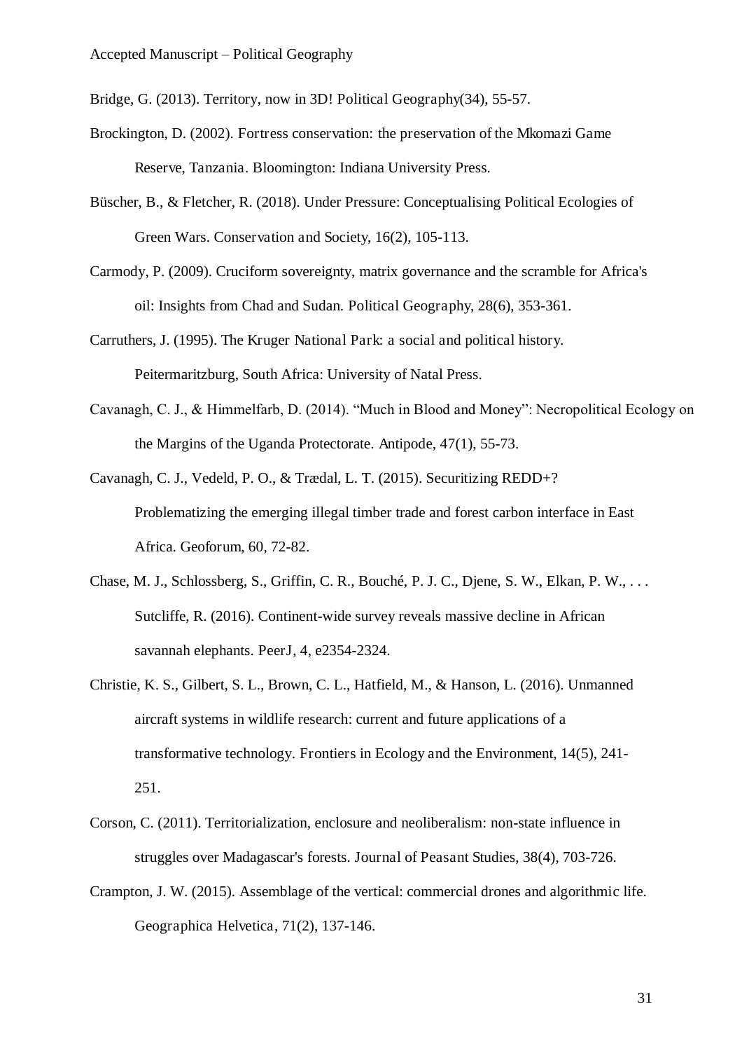Bridge, G. (2013). Territory, now in 3D! Political Geography(34), 55-57.

Brockington, D. (2002). Fortress conservation: the preservation of the Mkomazi Game Reserve, Tanzania. Bloomington: Indiana University Press.

Büscher, B., & Fletcher, R. (2018). Under Pressure: Conceptualising Political Ecologies of Green Wars. Conservation and Society, 16(2), 105-113.

Carmody, P. (2009). Cruciform sovereignty, matrix governance and the scramble for Africa's oil: Insights from Chad and Sudan. Political Geography, 28(6), 353-361.

Carruthers, J. (1995). The Kruger National Park: a social and political history. Peitermaritzburg, South Africa: University of Natal Press.

Cavanagh, C. J., & Himmelfarb, D. (2014). "Much in Blood and Money": Necropolitical Ecology on the Margins of the Uganda Protectorate. Antipode, 47(1), 55-73.

Cavanagh, C. J., Vedeld, P. O., & Trædal, L. T. (2015). Securitizing REDD+? Problematizing the emerging illegal timber trade and forest carbon interface in East Africa. Geoforum, 60, 72-82.

Chase, M. J., Schlossberg, S., Griffin, C. R., Bouché, P. J. C., Djene, S. W., Elkan, P. W., . . . Sutcliffe, R. (2016). Continent-wide survey reveals massive decline in African savannah elephants. PeerJ, 4, e2354-2324.

Christie, K. S., Gilbert, S. L., Brown, C. L., Hatfield, M., & Hanson, L. (2016). Unmanned aircraft systems in wildlife research: current and future applications of a transformative technology. Frontiers in Ecology and the Environment, 14(5), 241-251.

Corson, C. (2011). Territorialization, enclosure and neoliberalism: non-state influence in struggles over Madagascar's forests. Journal of Peasant Studies, 38(4), 703-726.

Crampton, J. W. (2015). Assemblage of the vertical: commercial drones and algorithmic life. Geographica Helvetica, 71(2), 137-146.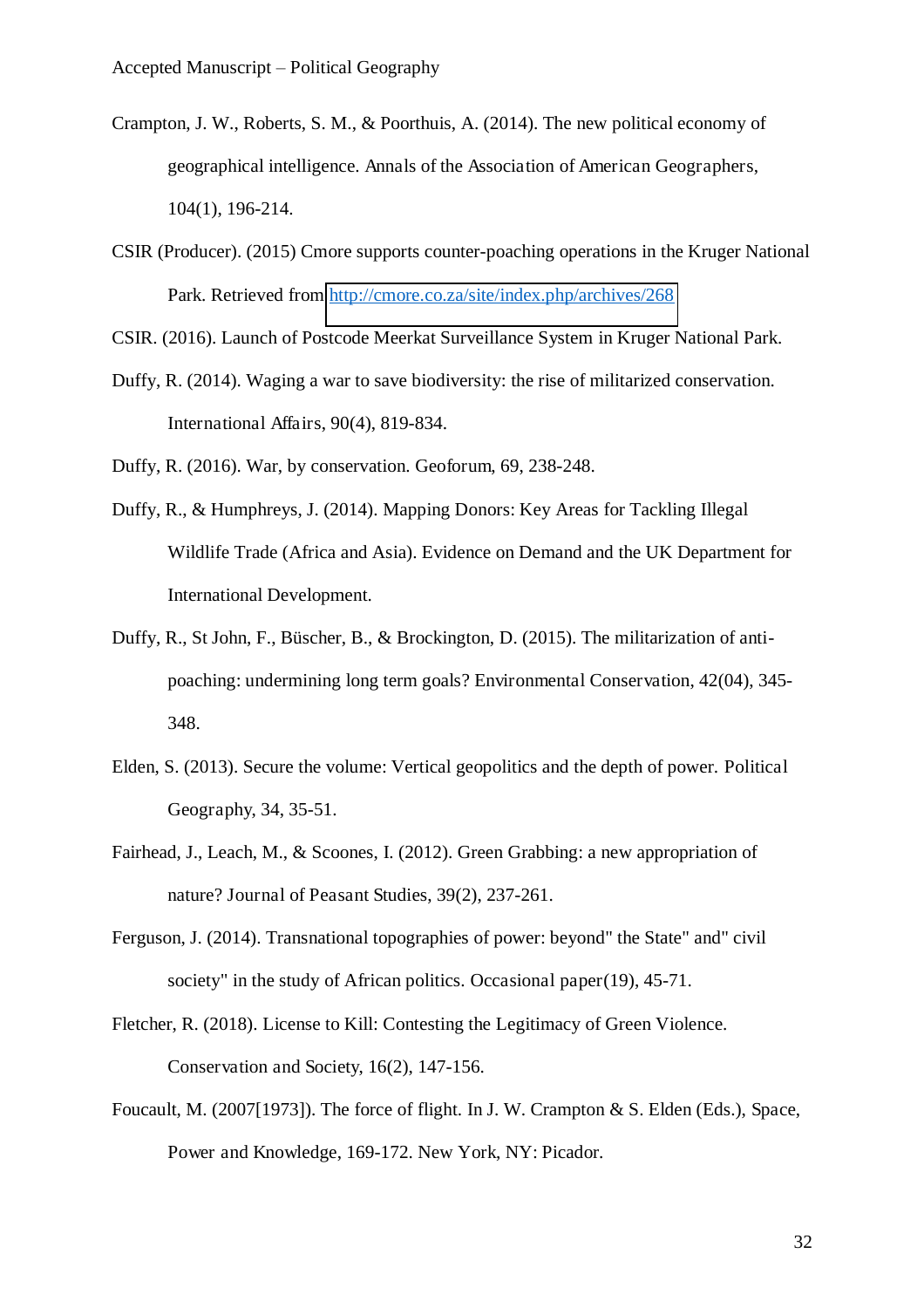Crampton, J. W., Roberts, S. M., & Poorthuis, A. (2014). The new political economy of geographical intelligence. Annals of the Association of American Geographers, 104(1), 196-214.

CSIR (Producer). (2015) Cmore supports counter-poaching operations in the Kruger National Park. Retrieved from http://cmore.co.za/site/index.php/archives/268

CSIR. (2016). Launch of Postcode Meerkat Surveillance System in Kruger National Park.

Duffy, R. (2014). Waging a war to save biodiversity: the rise of militarized conservation. International Affairs, 90(4), 819-834.

Duffy, R. (2016). War, by conservation. Geoforum, 69, 238-248.

Duffy, R., & Humphreys, J. (2014). Mapping Donors: Key Areas for Tackling Illegal Wildlife Trade (Africa and Asia). Evidence on Demand and the UK Department for International Development.

Duffy, R., St John, F., Büscher, B., & Brockington, D. (2015). The militarization of anti-poaching: undermining long term goals? Environmental Conservation, 42(04), 345-348.

Elden, S. (2013). Secure the volume: Vertical geopolitics and the depth of power. Political Geography, 34, 35-51.

Fairhead, J., Leach, M., & Scoones, I. (2012). Green Grabbing: a new appropriation of nature? Journal of Peasant Studies, 39(2), 237-261.

Ferguson, J. (2014). Transnational topographies of power: beyond" the State" and" civil society" in the study of African politics. Occasional paper(19), 45-71.

Fletcher, R. (2018). License to Kill: Contesting the Legitimacy of Green Violence. Conservation and Society, 16(2), 147-156.

Foucault, M. (2007[1973]). The force of flight. In J. W. Crampton & S. Elden (Eds.), Space, Power and Knowledge, 169-172. New York, NY: Picador.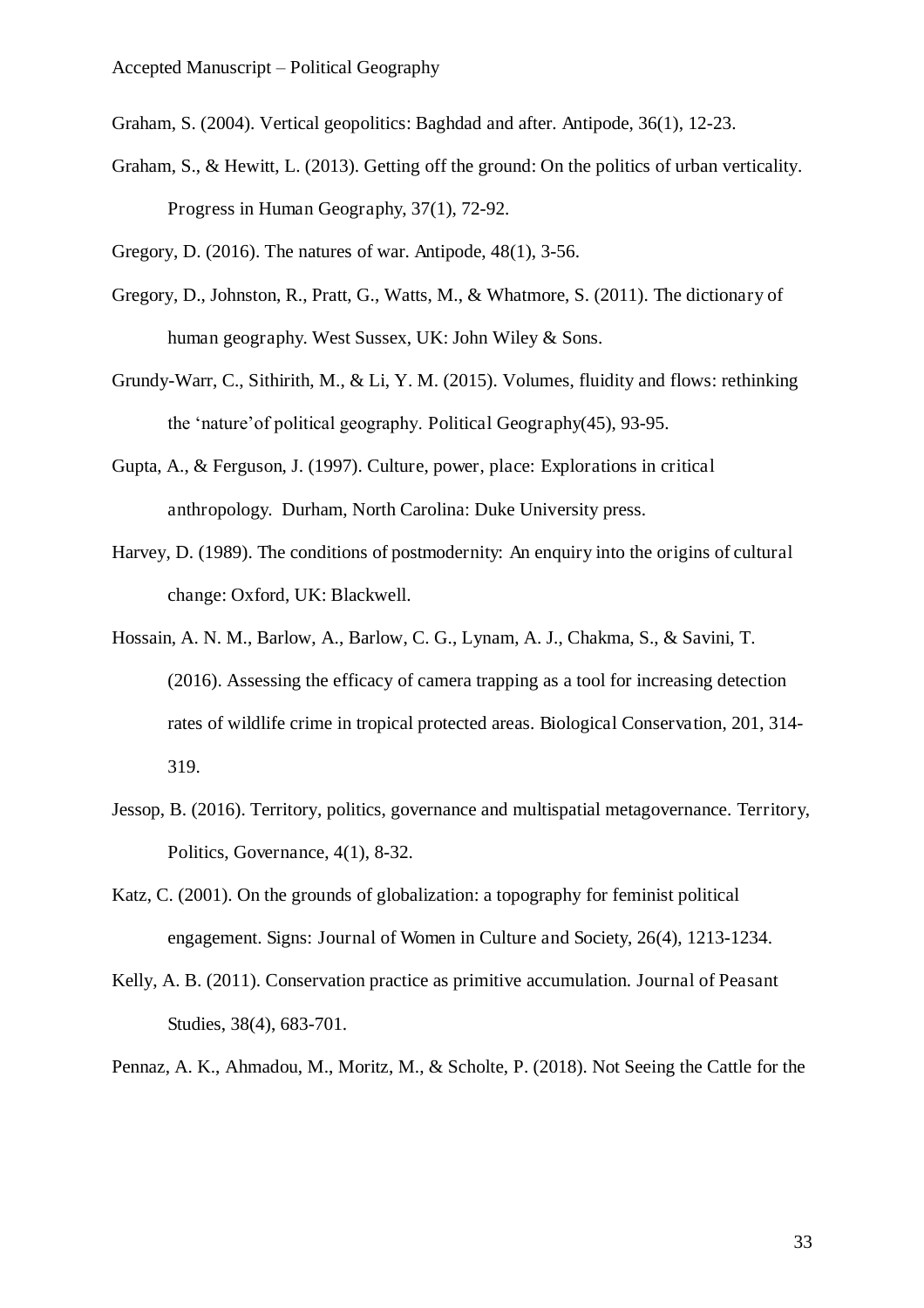Graham, S. (2004). Vertical geopolitics: Baghdad and after. Antipode, 36(1), 12-23.

Graham, S., & Hewitt, L. (2013). Getting off the ground: On the politics of urban verticality. Progress in Human Geography, 37(1), 72-92.

Gregory, D. (2016). The natures of war. Antipode, 48(1), 3-56.

Gregory, D., Johnston, R., Pratt, G., Watts, M., & Whatmore, S. (2011). The dictionary of human geography. West Sussex, UK: John Wiley & Sons.

Grundy-Warr, C., Sithirith, M., & Li, Y. M. (2015). Volumes, fluidity and flows: rethinking the 'nature'of political geography. Political Geography(45), 93-95.

Gupta, A., & Ferguson, J. (1997). Culture, power, place: Explorations in critical anthropology. Durham, North Carolina: Duke University press.

Harvey, D. (1989). The conditions of postmodernity: An enquiry into the origins of cultural change: Oxford, UK: Blackwell.

Hossain, A. N. M., Barlow, A., Barlow, C. G., Lynam, A. J., Chakma, S., & Savini, T. (2016). Assessing the efficacy of camera trapping as a tool for increasing detection rates of wildlife crime in tropical protected areas. Biological Conservation, 201, 314-319.

Jessop, B. (2016). Territory, politics, governance and multispatial metagovernance. Territory, Politics, Governance, 4(1), 8-32.

Katz, C. (2001). On the grounds of globalization: a topography for feminist political engagement. Signs: Journal of Women in Culture and Society, 26(4), 1213-1234.

Kelly, A. B. (2011). Conservation practice as primitive accumulation. Journal of Peasant Studies, 38(4), 683-701.

Pennaz, A. K., Ahmadou, M., Moritz, M., & Scholte, P. (2018). Not Seeing the Cattle for the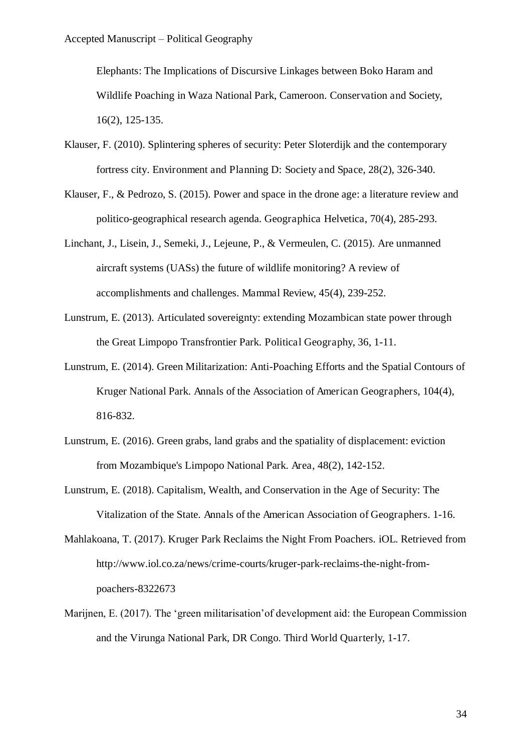Elephants: The Implications of Discursive Linkages between Boko Haram and Wildlife Poaching in Waza National Park, Cameroon. Conservation and Society, 16(2), 125-135.

Klauser, F. (2010). Splintering spheres of security: Peter Sloterdijk and the contemporary fortress city. Environment and Planning D: Society and Space, 28(2), 326-340.

Klauser, F., & Pedrozo, S. (2015). Power and space in the drone age: a literature review and politico-geographical research agenda. Geographica Helvetica, 70(4), 285-293.

Linchant, J., Lisein, J., Semeki, J., Lejeune, P., & Vermeulen, C. (2015). Are unmanned aircraft systems (UASs) the future of wildlife monitoring? A review of accomplishments and challenges. Mammal Review, 45(4), 239-252.

Lunstrum, E. (2013). Articulated sovereignty: extending Mozambican state power through the Great Limpopo Transfrontier Park. Political Geography, 36, 1-11.

Lunstrum, E. (2014). Green Militarization: Anti-Poaching Efforts and the Spatial Contours of Kruger National Park. Annals of the Association of American Geographers, 104(4), 816-832.

Lunstrum, E. (2016). Green grabs, land grabs and the spatiality of displacement: eviction from Mozambique's Limpopo National Park. Area, 48(2), 142-152.

Lunstrum, E. (2018). Capitalism, Wealth, and Conservation in the Age of Security: The Vitalization of the State. Annals of the American Association of Geographers. 1-16.

Mahlakoana, T. (2017). Kruger Park Reclaims the Night From Poachers. iOL. Retrieved from http://www.iol.co.za/news/crime-courts/kruger-park-reclaims-the-night-from-poachers-8322673

Marijnen, E. (2017). The 'green militarisation' of development aid: the European Commission and the Virunga National Park, DR Congo. Third World Quarterly, 1-17.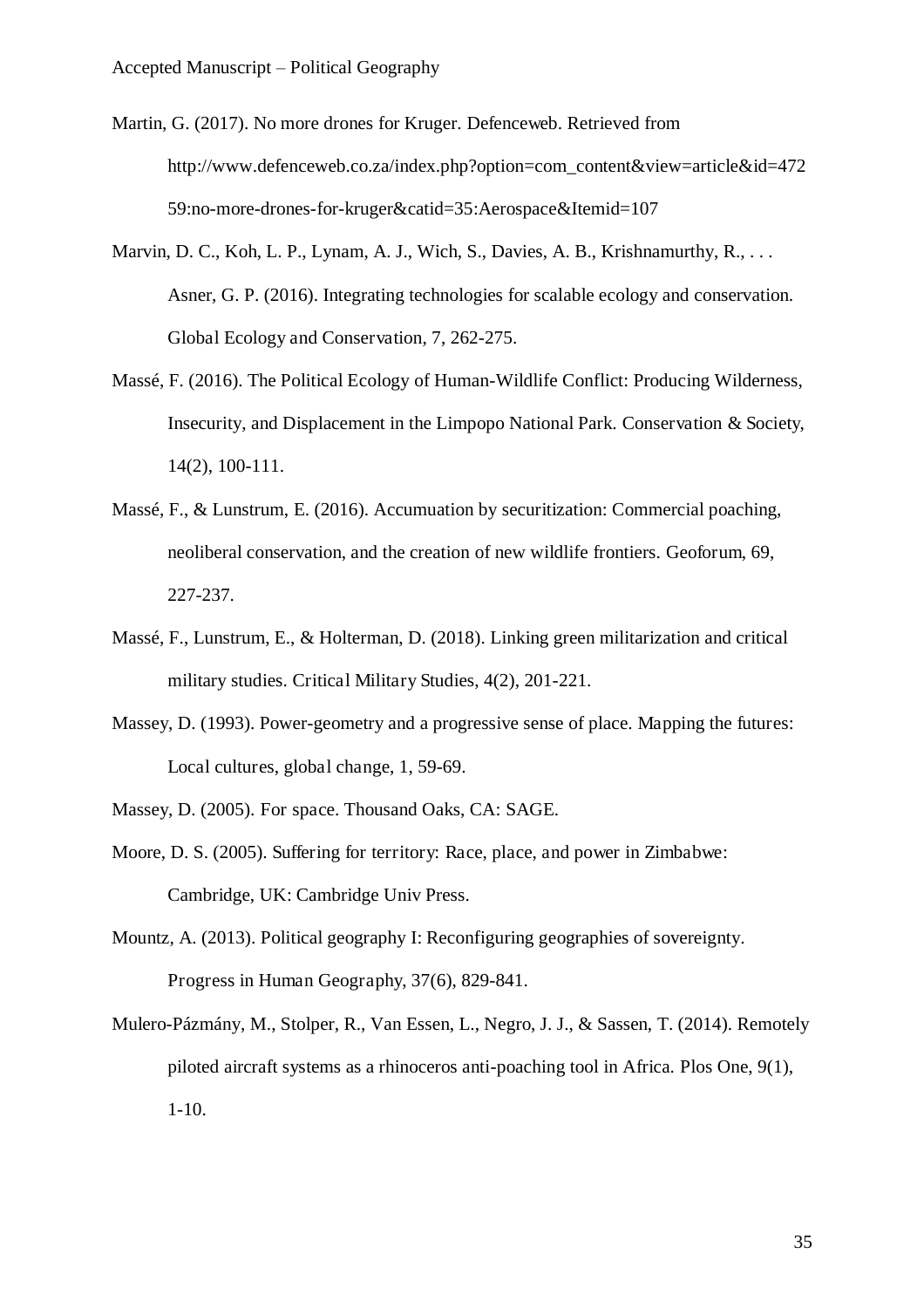Martin, G. (2017). No more drones for Kruger. Defenceweb. Retrieved from http://www.defenceweb.co.za/index.php?option=com_content&view=article&id=47259:no-more-drones-for-kruger&catid=35:Aerospace&Itemid=107

Marvin, D. C., Koh, L. P., Lynam, A. J., Wich, S., Davies, A. B., Krishnamurthy, R., . . . Asner, G. P. (2016). Integrating technologies for scalable ecology and conservation. Global Ecology and Conservation, 7, 262-275.

Massé, F. (2016). The Political Ecology of Human-Wildlife Conflict: Producing Wilderness, Insecurity, and Displacement in the Limpopo National Park. Conservation & Society, 14(2), 100-111.

Massé, F., & Lunstrum, E. (2016). Accumuation by securitization: Commercial poaching, neoliberal conservation, and the creation of new wildlife frontiers. Geoforum, 69, 227-237.

Massé, F., Lunstrum, E., & Holterman, D. (2018). Linking green militarization and critical military studies. Critical Military Studies, 4(2), 201-221.

Massey, D. (1993). Power-geometry and a progressive sense of place. Mapping the futures: Local cultures, global change, 1, 59-69.

Massey, D. (2005). For space. Thousand Oaks, CA: SAGE.

Moore, D. S. (2005). Suffering for territory: Race, place, and power in Zimbabwe: Cambridge, UK: Cambridge Univ Press.

Mountz, A. (2013). Political geography I: Reconfiguring geographies of sovereignty. Progress in Human Geography, 37(6), 829-841.

Mulero-Pázmány, M., Stolper, R., Van Essen, L., Negro, J. J., & Sassen, T. (2014). Remotely piloted aircraft systems as a rhinoceros anti-poaching tool in Africa. Plos One, 9(1), 1-10.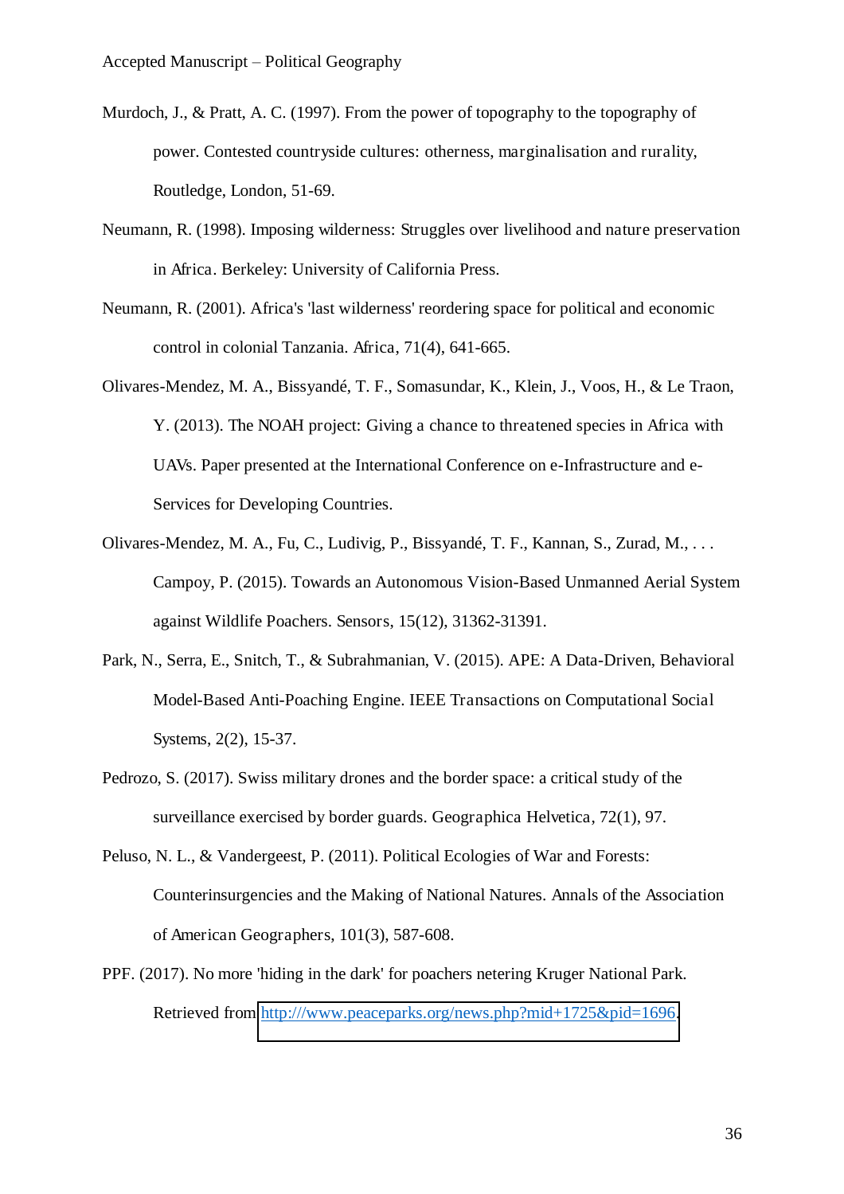Murdoch, J., & Pratt, A. C. (1997). From the power of topography to the topography of power. Contested countryside cultures: otherness, marginalisation and rurality, Routledge, London, 51-69.

Neumann, R. (1998). Imposing wilderness: Struggles over livelihood and nature preservation in Africa. Berkeley: University of California Press.

Neumann, R. (2001). Africa's 'last wilderness' reordering space for political and economic control in colonial Tanzania. Africa, 71(4), 641-665.

Olivares-Mendez, M. A., Bissyandé, T. F., Somasundar, K., Klein, J., Voos, H., & Le Traon, Y. (2013). The NOAH project: Giving a chance to threatened species in Africa with UAVs. Paper presented at the International Conference on e-Infrastructure and e-Services for Developing Countries.

Olivares-Mendez, M. A., Fu, C., Ludivig, P., Bissyandé, T. F., Kannan, S., Zurad, M., . . . Campoy, P. (2015). Towards an Autonomous Vision-Based Unmanned Aerial System against Wildlife Poachers. Sensors, 15(12), 31362-31391.

Park, N., Serra, E., Snitch, T., & Subrahmanian, V. (2015). APE: A Data-Driven, Behavioral Model-Based Anti-Poaching Engine. IEEE Transactions on Computational Social Systems, 2(2), 15-37.

Pedrozo, S. (2017). Swiss military drones and the border space: a critical study of the surveillance exercised by border guards. Geographica Helvetica, 72(1), 97.

Peluso, N. L., & Vandergeest, P. (2011). Political Ecologies of War and Forests: Counterinsurgencies and the Making of National Natures. Annals of the Association of American Geographers, 101(3), 587-608.

PPF. (2017). No more 'hiding in the dark' for poachers netering Kruger National Park. Retrieved from http:///www.peaceparks.org/news.php?mid+1725&pid=1696.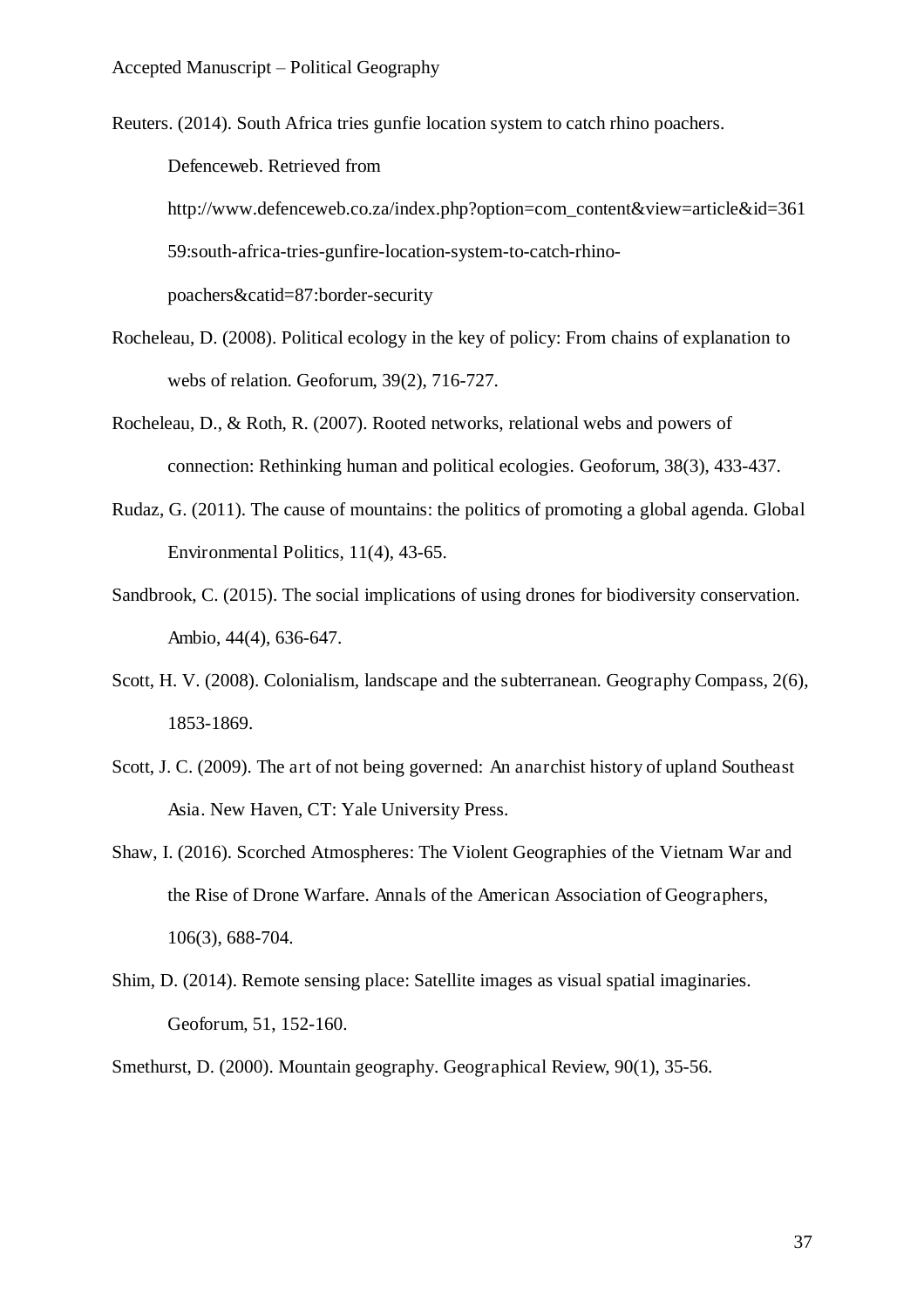Reuters. (2014). South Africa tries gunfie location system to catch rhino poachers. Defenceweb. Retrieved from http://www.defenceweb.co.za/index.php?option=com_content&view=article&id=36159:south-africa-tries-gunfire-location-system-to-catch-rhino-poachers&catid=87:border-security

Rocheleau, D. (2008). Political ecology in the key of policy: From chains of explanation to webs of relation. Geoforum, 39(2), 716-727.

Rocheleau, D., & Roth, R. (2007). Rooted networks, relational webs and powers of connection: Rethinking human and political ecologies. Geoforum, 38(3), 433-437.

Rudaz, G. (2011). The cause of mountains: the politics of promoting a global agenda. Global Environmental Politics, 11(4), 43-65.

Sandbrook, C. (2015). The social implications of using drones for biodiversity conservation. Ambio, 44(4), 636-647.

Scott, H. V. (2008). Colonialism, landscape and the subterranean. Geography Compass, 2(6), 1853-1869.

Scott, J. C. (2009). The art of not being governed: An anarchist history of upland Southeast Asia. New Haven, CT: Yale University Press.

Shaw, I. (2016). Scorched Atmospheres: The Violent Geographies of the Vietnam War and the Rise of Drone Warfare. Annals of the American Association of Geographers, 106(3), 688-704.

Shim, D. (2014). Remote sensing place: Satellite images as visual spatial imaginaries. Geoforum, 51, 152-160.

Smethurst, D. (2000). Mountain geography. Geographical Review, 90(1), 35-56.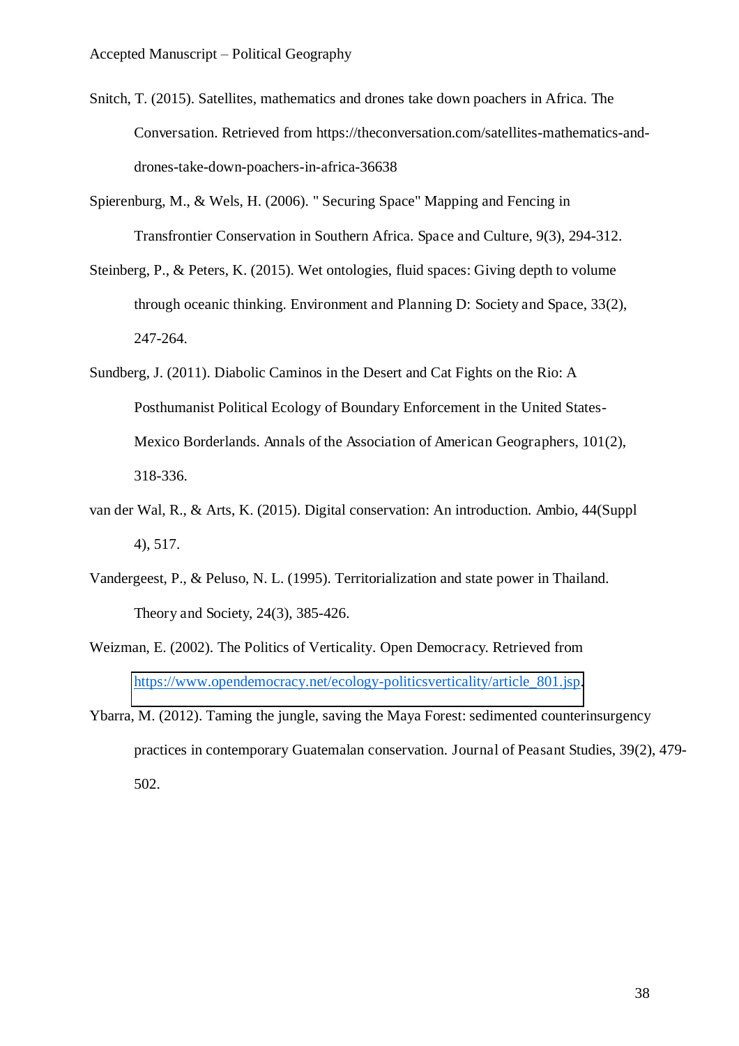Snitch, T. (2015). Satellites, mathematics and drones take down poachers in Africa. The Conversation. Retrieved from https://theconversation.com/satellites-mathematics-and-drones-take-down-poachers-in-africa-36638

Spierenburg, M., & Wels, H. (2006). " Securing Space" Mapping and Fencing in Transfrontier Conservation in Southern Africa. Space and Culture, 9(3), 294-312.

Steinberg, P., & Peters, K. (2015). Wet ontologies, fluid spaces: Giving depth to volume through oceanic thinking. Environment and Planning D: Society and Space, 33(2), 247-264.

Sundberg, J. (2011). Diabolic Caminos in the Desert and Cat Fights on the Rio: A Posthumanist Political Ecology of Boundary Enforcement in the United States-Mexico Borderlands. Annals of the Association of American Geographers, 101(2), 318-336.

van der Wal, R., & Arts, K. (2015). Digital conservation: An introduction. Ambio, 44(Suppl 4), 517.

Vandergeest, P., & Peluso, N. L. (1995). Territorialization and state power in Thailand. Theory and Society, 24(3), 385-426.

Weizman, E. (2002). The Politics of Verticality. Open Democracy. Retrieved from https://www.opendemocracy.net/ecology-politicsverticality/article_801.jsp.

Ybarra, M. (2012). Taming the jungle, saving the Maya Forest: sedimented counterinsurgency practices in contemporary Guatemalan conservation. Journal of Peasant Studies, 39(2), 479-502.